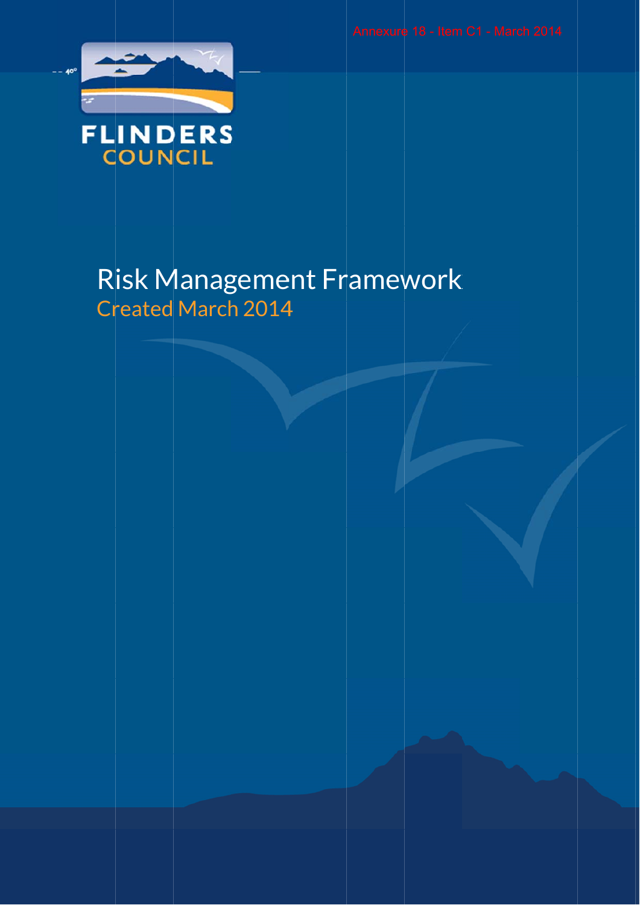Annexure 18 - Item C1 - March 2014

FLINDERS COUNCIL

# Risk Management Framework

## Created March 2014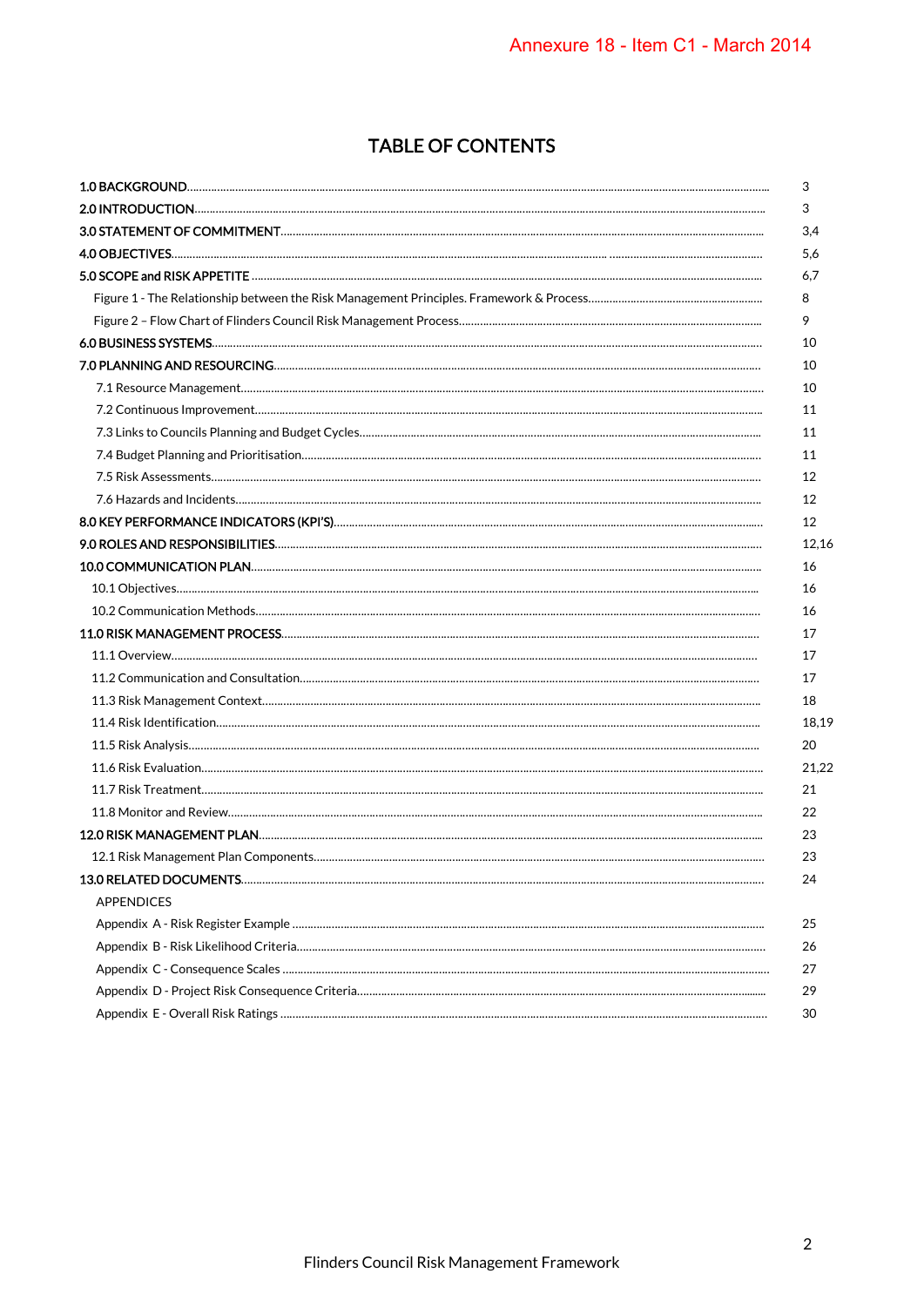# TABLE OF CONTENTS

| | |
|---|---|
| **1.0 BACKGROUND** | 3 |
| **2.0 INTRODUCTION** | 3 |
| **3.0 STATEMENT OF COMMITMENT** | 3,4 |
| **4.0 OBJECTIVES** | 5,6 |
| **5.0 SCOPE and RISK APPETITE** | 6,7 |
| Figure 1 - The Relationship between the Risk Management Principles. Framework & Process | 8 |
| Figure 2 – Flow Chart of Flinders Council Risk Management Process | 9 |
| **6.0 BUSINESS SYSTEMS** | 10 |
| **7.0 PLANNING AND RESOURCING** | 10 |
| 7.1 Resource Management | 10 |
| 7.2 Continuous Improvement | 11 |
| 7.3 Links to Councils Planning and Budget Cycles | 11 |
| 7.4 Budget Planning and Prioritisation | 11 |
| 7.5 Risk Assessments | 12 |
| 7.6 Hazards and Incidents | 12 |
| **8.0 KEY PERFORMANCE INDICATORS (KPI'S)** | 12 |
| **9.0 ROLES AND RESPONSIBILITIES** | 12,16 |
| **10.0 COMMUNICATION PLAN** | 16 |
| 10.1 Objectives | 16 |
| 10.2 Communication Methods | 16 |
| **11.0 RISK MANAGEMENT PROCESS** | 17 |
| 11.1 Overview | 17 |
| 11.2 Communication and Consultation | 17 |
| 11.3 Risk Management Context | 18 |
| 11.4 Risk Identification | 18,19 |
| 11.5 Risk Analysis | 20 |
| 11.6 Risk Evaluation | 21,22 |
| 11.7 Risk Treatment | 21 |
| 11.8 Monitor and Review | 22 |
| **12.0 RISK MANAGEMENT PLAN** | 23 |
| 12.1 Risk Management Plan Components | 23 |
| **13.0 RELATED DOCUMENTS** | 24 |
| APPENDICES | |
| Appendix A - Risk Register Example | 25 |
| Appendix B - Risk Likelihood Criteria | 26 |
| Appendix C - Consequence Scales | 27 |
| Appendix D - Project Risk Consequence Criteria | 29 |
| Appendix E - Overall Risk Ratings | 30 |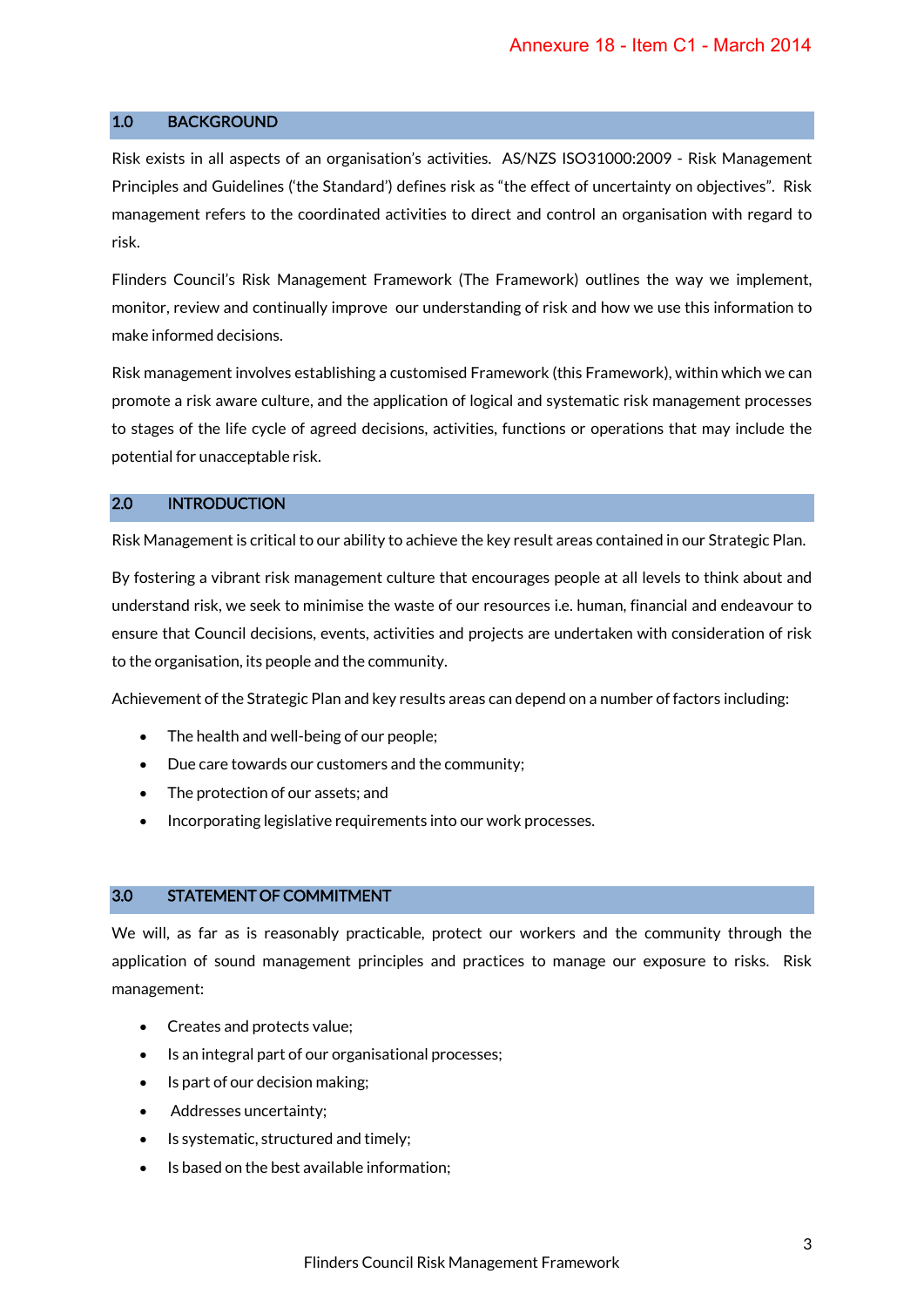## 1.0 BACKGROUND

Risk exists in all aspects of an organisation's activities. AS/NZS ISO31000:2009 - Risk Management Principles and Guidelines ('the Standard') defines risk as "the effect of uncertainty on objectives". Risk management refers to the coordinated activities to direct and control an organisation with regard to risk.

Flinders Council's Risk Management Framework (The Framework) outlines the way we implement, monitor, review and continually improve our understanding of risk and how we use this information to make informed decisions.

Risk management involves establishing a customised Framework (this Framework), within which we can promote a risk aware culture, and the application of logical and systematic risk management processes to stages of the life cycle of agreed decisions, activities, functions or operations that may include the potential for unacceptable risk.

## 2.0 INTRODUCTION

Risk Management is critical to our ability to achieve the key result areas contained in our Strategic Plan.

By fostering a vibrant risk management culture that encourages people at all levels to think about and understand risk, we seek to minimise the waste of our resources i.e. human, financial and endeavour to ensure that Council decisions, events, activities and projects are undertaken with consideration of risk to the organisation, its people and the community.

Achievement of the Strategic Plan and key results areas can depend on a number of factors including:

- The health and well-being of our people;
- Due care towards our customers and the community;
- The protection of our assets; and
- Incorporating legislative requirements into our work processes.

## 3.0 STATEMENT OF COMMITMENT

We will, as far as is reasonably practicable, protect our workers and the community through the application of sound management principles and practices to manage our exposure to risks. Risk management:

- Creates and protects value;
- Is an integral part of our organisational processes;
- Is part of our decision making;
- Addresses uncertainty;
- Is systematic, structured and timely;
- Is based on the best available information;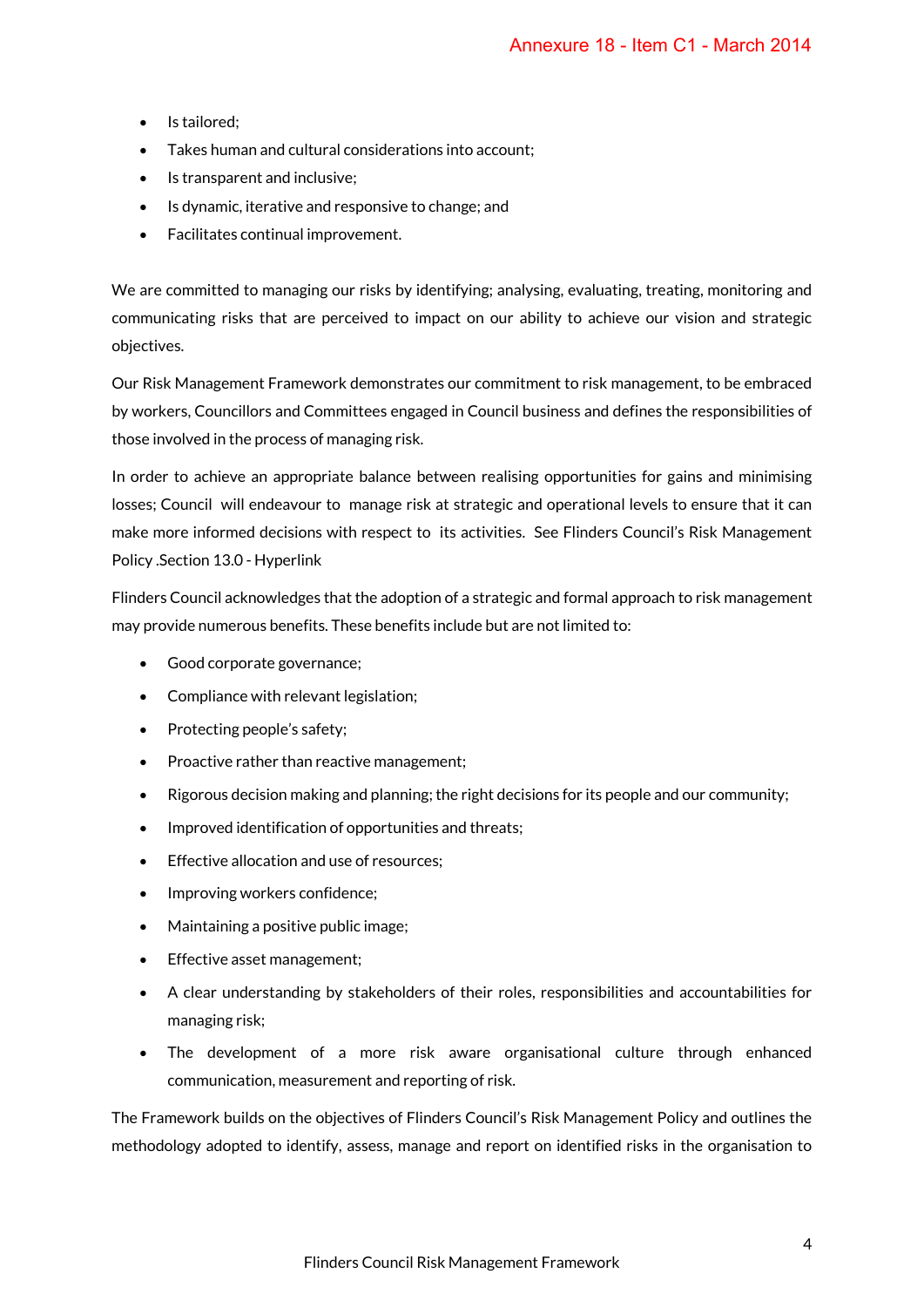- Is tailored;
- Takes human and cultural considerations into account;
- Is transparent and inclusive;
- Is dynamic, iterative and responsive to change; and
- Facilitates continual improvement.

We are committed to managing our risks by identifying; analysing, evaluating, treating, monitoring and communicating risks that are perceived to impact on our ability to achieve our vision and strategic objectives.

Our Risk Management Framework demonstrates our commitment to risk management, to be embraced by workers, Councillors and Committees engaged in Council business and defines the responsibilities of those involved in the process of managing risk.

In order to achieve an appropriate balance between realising opportunities for gains and minimising losses; Council will endeavour to manage risk at strategic and operational levels to ensure that it can make more informed decisions with respect to its activities. See Flinders Council's Risk Management Policy .Section 13.0 - Hyperlink

Flinders Council acknowledges that the adoption of a strategic and formal approach to risk management may provide numerous benefits. These benefits include but are not limited to:

- Good corporate governance;
- Compliance with relevant legislation;
- Protecting people's safety;
- Proactive rather than reactive management;
- Rigorous decision making and planning; the right decisions for its people and our community;
- Improved identification of opportunities and threats;
- Effective allocation and use of resources;
- Improving workers confidence;
- Maintaining a positive public image;
- Effective asset management;
- A clear understanding by stakeholders of their roles, responsibilities and accountabilities for managing risk;
- The development of a more risk aware organisational culture through enhanced communication, measurement and reporting of risk.

The Framework builds on the objectives of Flinders Council's Risk Management Policy and outlines the methodology adopted to identify, assess, manage and report on identified risks in the organisation to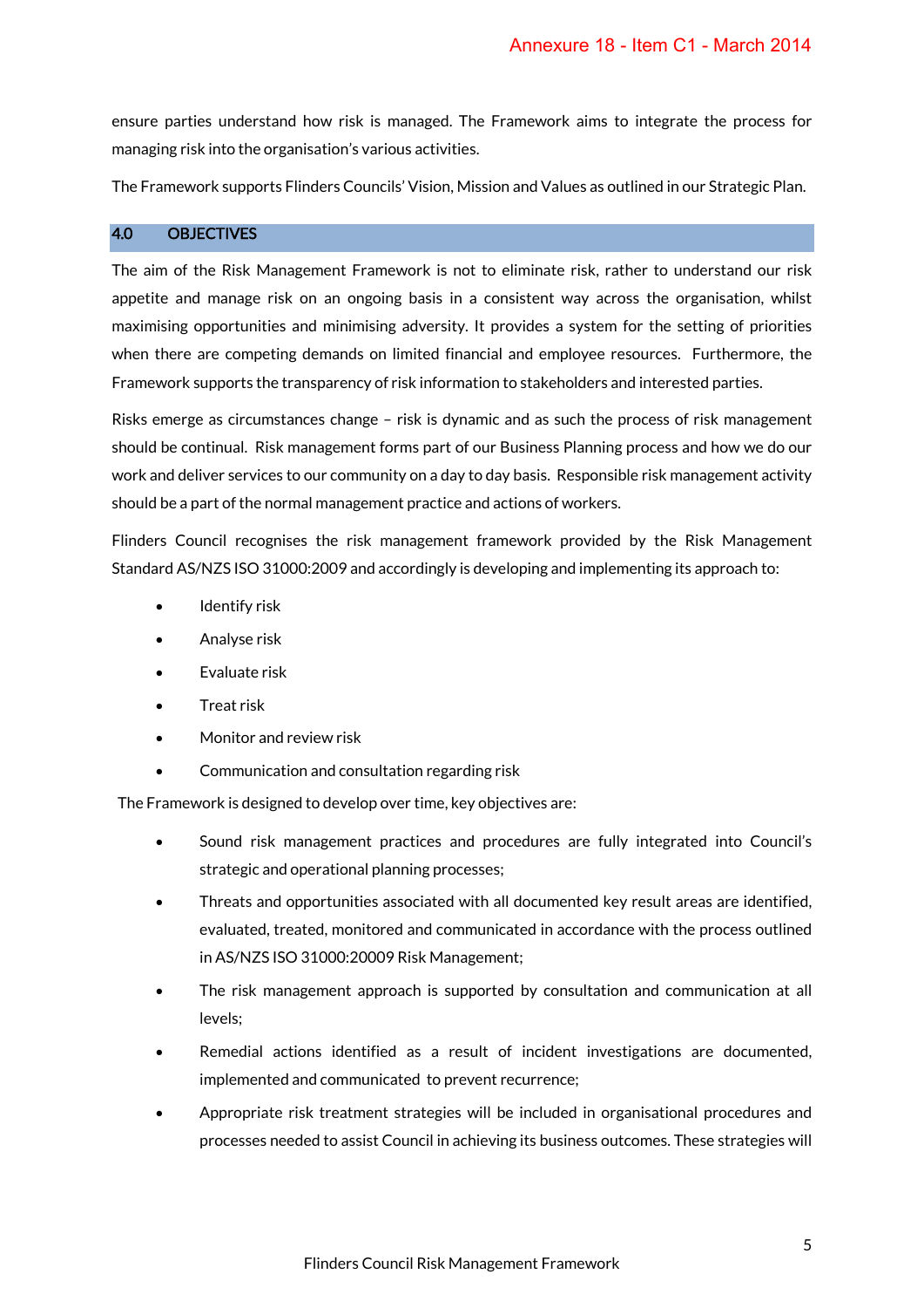ensure parties understand how risk is managed. The Framework aims to integrate the process for managing risk into the organisation's various activities.

The Framework supports Flinders Councils' Vision, Mission and Values as outlined in our Strategic Plan.

## 4.0 OBJECTIVES

The aim of the Risk Management Framework is not to eliminate risk, rather to understand our risk appetite and manage risk on an ongoing basis in a consistent way across the organisation, whilst maximising opportunities and minimising adversity. It provides a system for the setting of priorities when there are competing demands on limited financial and employee resources. Furthermore, the Framework supports the transparency of risk information to stakeholders and interested parties.

Risks emerge as circumstances change – risk is dynamic and as such the process of risk management should be continual. Risk management forms part of our Business Planning process and how we do our work and deliver services to our community on a day to day basis. Responsible risk management activity should be a part of the normal management practice and actions of workers.

Flinders Council recognises the risk management framework provided by the Risk Management Standard AS/NZS ISO 31000:2009 and accordingly is developing and implementing its approach to:

- Identify risk
- Analyse risk
- Evaluate risk
- Treat risk
- Monitor and review risk
- Communication and consultation regarding risk

The Framework is designed to develop over time, key objectives are:

- Sound risk management practices and procedures are fully integrated into Council's strategic and operational planning processes;
- Threats and opportunities associated with all documented key result areas are identified, evaluated, treated, monitored and communicated in accordance with the process outlined in AS/NZS ISO 31000:20009 Risk Management;
- The risk management approach is supported by consultation and communication at all levels;
- Remedial actions identified as a result of incident investigations are documented, implemented and communicated to prevent recurrence;
- Appropriate risk treatment strategies will be included in organisational procedures and processes needed to assist Council in achieving its business outcomes. These strategies will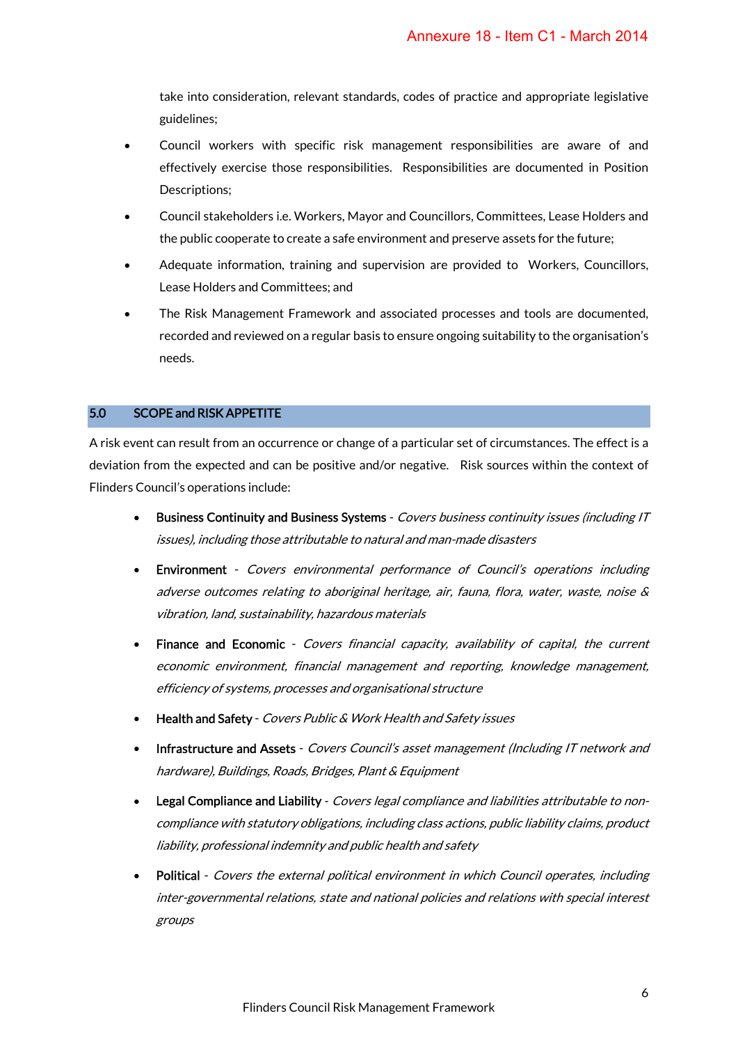take into consideration, relevant standards, codes of practice and appropriate legislative guidelines;

- Council workers with specific risk management responsibilities are aware of and effectively exercise those responsibilities. Responsibilities are documented in Position Descriptions;
- Council stakeholders i.e. Workers, Mayor and Councillors, Committees, Lease Holders and the public cooperate to create a safe environment and preserve assets for the future;
- Adequate information, training and supervision are provided to Workers, Councillors, Lease Holders and Committees; and
- The Risk Management Framework and associated processes and tools are documented, recorded and reviewed on a regular basis to ensure ongoing suitability to the organisation's needs.

## 5.0 SCOPE and RISK APPETITE

A risk event can result from an occurrence or change of a particular set of circumstances. The effect is a deviation from the expected and can be positive and/or negative. Risk sources within the context of Flinders Council's operations include:

- **Business Continuity and Business Systems** - *Covers business continuity issues (including IT issues), including those attributable to natural and man-made disasters*
- **Environment** - *Covers environmental performance of Council's operations including adverse outcomes relating to aboriginal heritage, air, fauna, flora, water, waste, noise & vibration, land, sustainability, hazardous materials*
- **Finance and Economic** - *Covers financial capacity, availability of capital, the current economic environment, financial management and reporting, knowledge management, efficiency of systems, processes and organisational structure*
- **Health and Safety** - *Covers Public & Work Health and Safety issues*
- **Infrastructure and Assets** - *Covers Council's asset management (Including IT network and hardware), Buildings, Roads, Bridges, Plant & Equipment*
- **Legal Compliance and Liability** - *Covers legal compliance and liabilities attributable to non-compliance with statutory obligations, including class actions, public liability claims, product liability, professional indemnity and public health and safety*
- **Political** - *Covers the external political environment in which Council operates, including inter-governmental relations, state and national policies and relations with special interest groups*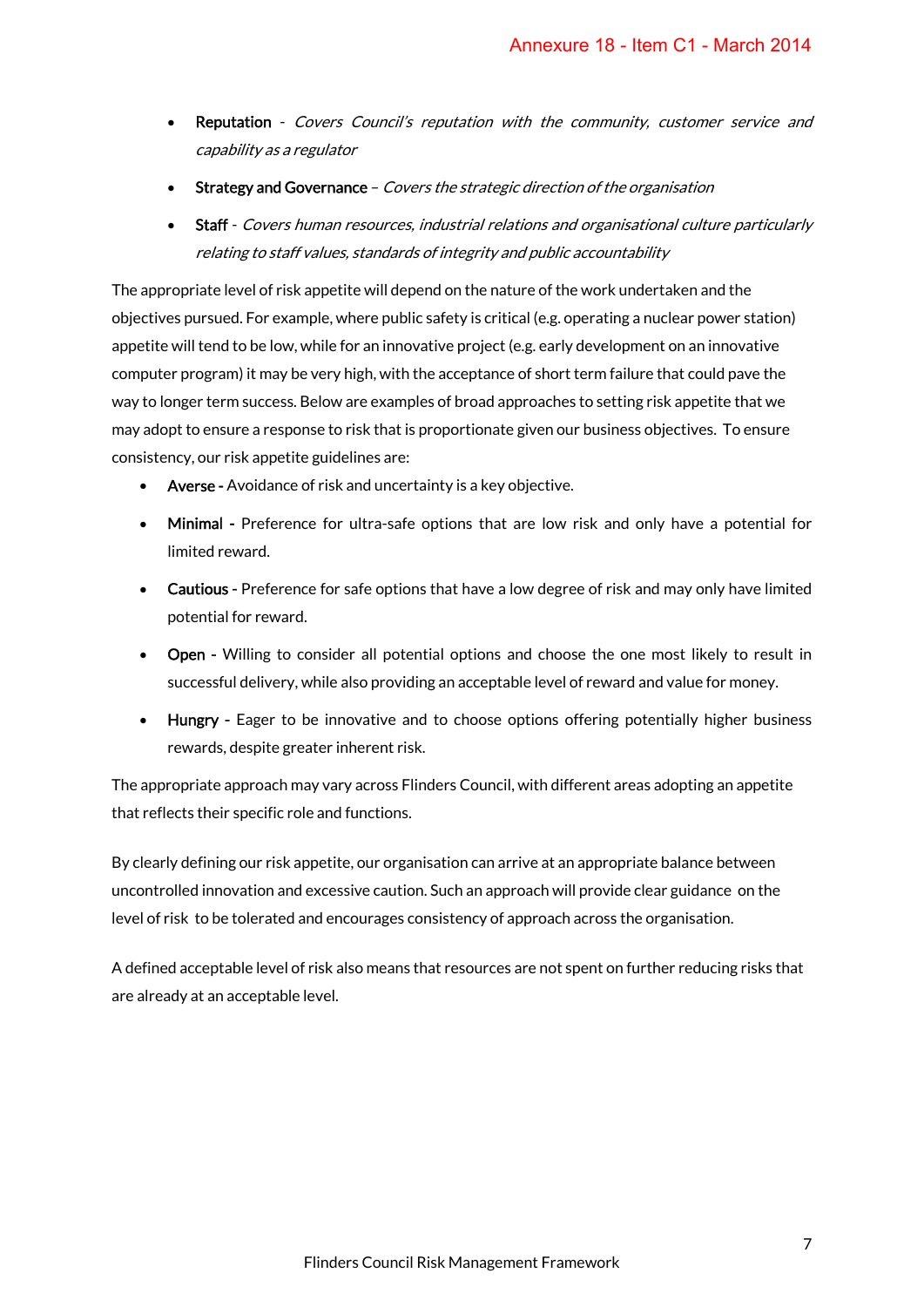- **Reputation** - *Covers Council's reputation with the community, customer service and capability as a regulator*
- **Strategy and Governance** – *Covers the strategic direction of the organisation*
- **Staff** - *Covers human resources, industrial relations and organisational culture particularly relating to staff values, standards of integrity and public accountability*

The appropriate level of risk appetite will depend on the nature of the work undertaken and the objectives pursued. For example, where public safety is critical (e.g. operating a nuclear power station) appetite will tend to be low, while for an innovative project (e.g. early development on an innovative computer program) it may be very high, with the acceptance of short term failure that could pave the way to longer term success. Below are examples of broad approaches to setting risk appetite that we may adopt to ensure a response to risk that is proportionate given our business objectives. To ensure consistency, our risk appetite guidelines are:

- **Averse -** Avoidance of risk and uncertainty is a key objective.
- **Minimal -** Preference for ultra-safe options that are low risk and only have a potential for limited reward.
- **Cautious -** Preference for safe options that have a low degree of risk and may only have limited potential for reward.
- **Open -** Willing to consider all potential options and choose the one most likely to result in successful delivery, while also providing an acceptable level of reward and value for money.
- **Hungry -** Eager to be innovative and to choose options offering potentially higher business rewards, despite greater inherent risk.

The appropriate approach may vary across Flinders Council, with different areas adopting an appetite that reflects their specific role and functions.

By clearly defining our risk appetite, our organisation can arrive at an appropriate balance between uncontrolled innovation and excessive caution. Such an approach will provide clear guidance on the level of risk to be tolerated and encourages consistency of approach across the organisation.

A defined acceptable level of risk also means that resources are not spent on further reducing risks that are already at an acceptable level.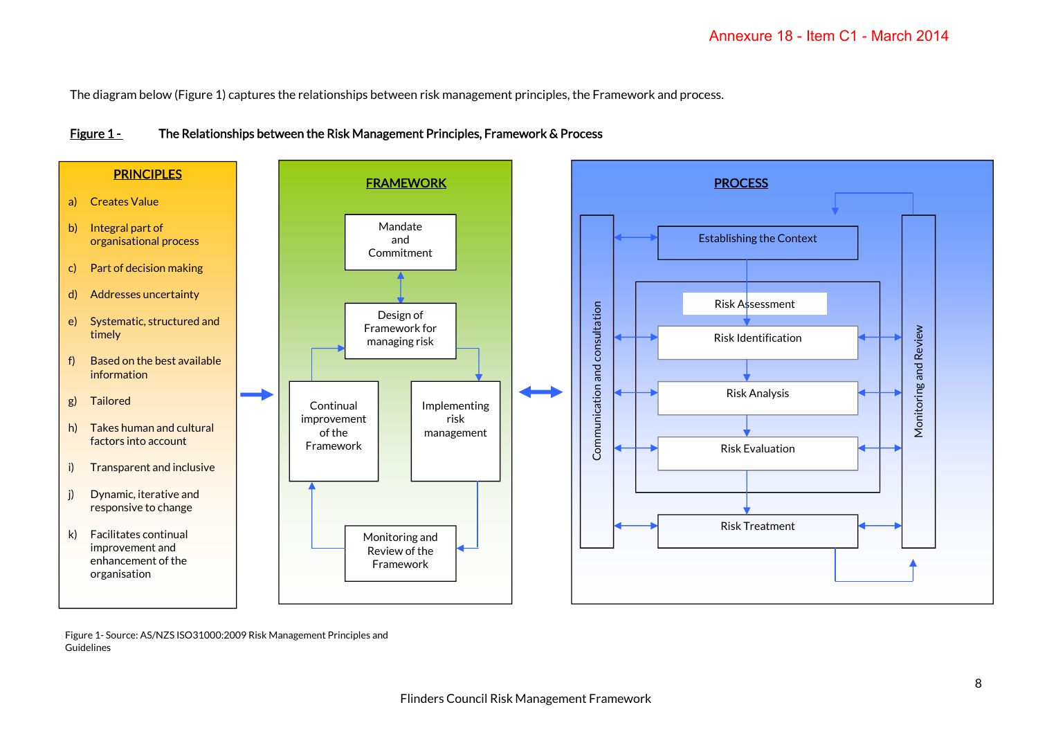The diagram below (Figure 1) captures the relationships between risk management principles, the Framework and process.

**Figure 1 -** **The Relationships between the Risk Management Principles, Framework & Process**

**PRINCIPLES**

a) Creates Value
b) Integral part of organisational process
c) Part of decision making
d) Addresses uncertainty
e) Systematic, structured and timely
f) Based on the best available information
g) Tailored
h) Takes human and cultural factors into account
i) Transparent and inclusive
j) Dynamic, iterative and responsive to change
k) Facilitates continual improvement and enhancement of the organisation

**FRAMEWORK**

- Mandate and Commitment
- Design of Framework for managing risk
- Implementing risk management
- Monitoring and Review of the Framework
- Continual improvement of the Framework

**PROCESS**

- Communication and consultation
- Establishing the Context
- Risk Assessment
  - Risk Identification
  - Risk Analysis
  - Risk Evaluation
- Risk Treatment
- Monitoring and Review

Figure 1- Source: AS/NZS ISO31000:2009 Risk Management Principles and Guidelines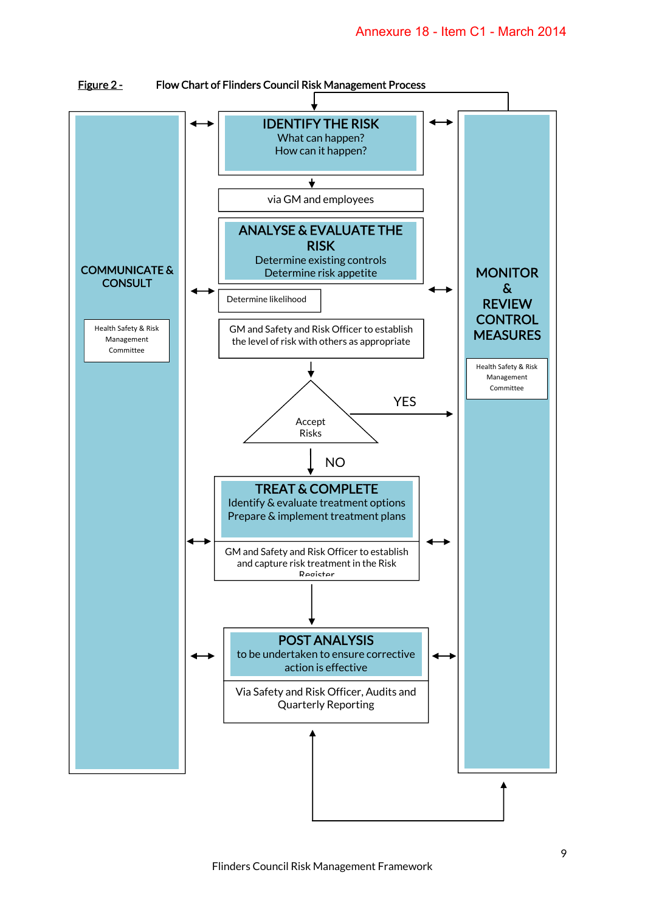**Figure 2 -** Flow Chart of Flinders Council Risk Management Process

**COMMUNICATE & CONSULT**

Health Safety & Risk Management Committee

**IDENTIFY THE RISK**
What can happen?
How can it happen?

via GM and employees

**ANALYSE & EVALUATE THE RISK**
Determine existing controls
Determine risk appetite

Determine likelihood

GM and Safety and Risk Officer to establish the level of risk with others as appropriate

Accept Risks

YES

NO

**TREAT & COMPLETE**
Identify & evaluate treatment options
Prepare & implement treatment plans

GM and Safety and Risk Officer to establish and capture risk treatment in the Risk Register

**POST ANALYSIS**
to be undertaken to ensure corrective action is effective

Via Safety and Risk Officer, Audits and Quarterly Reporting

**MONITOR & REVIEW CONTROL MEASURES**

Health Safety & Risk Management Committee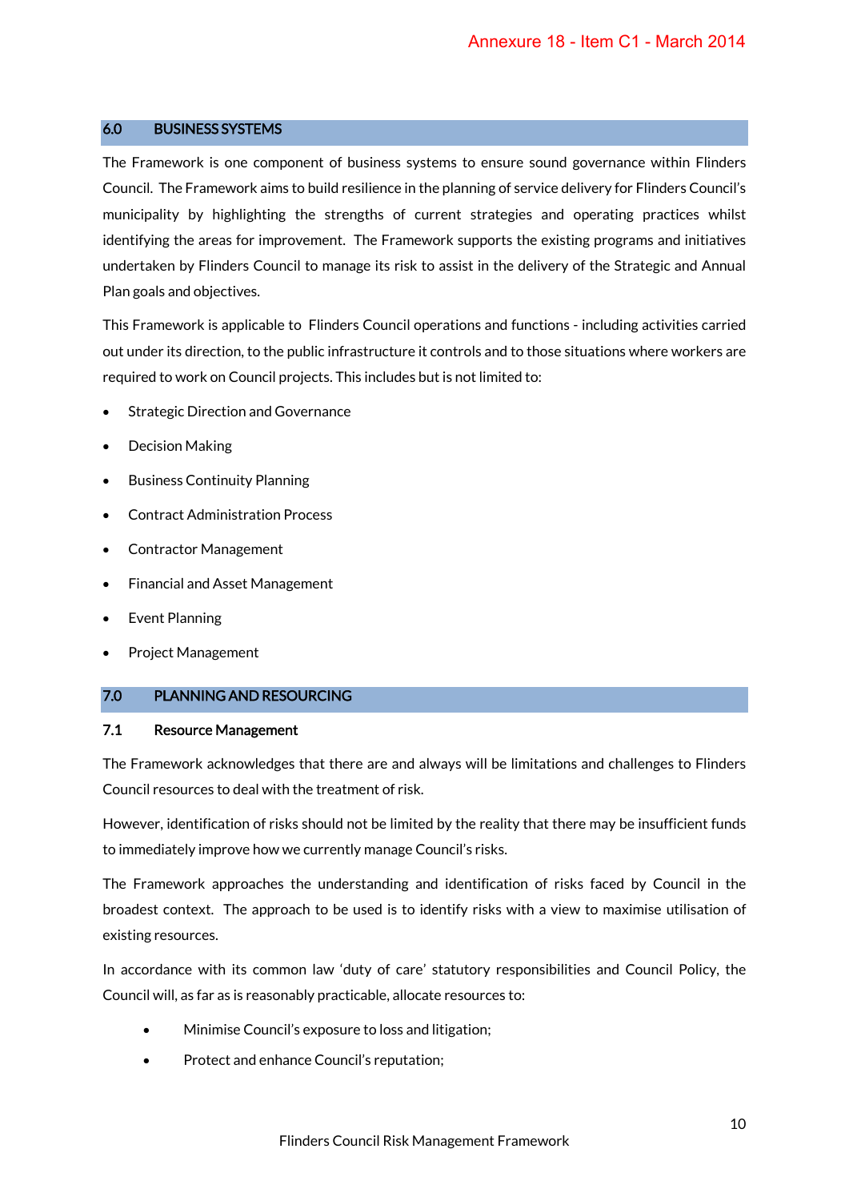## 6.0 BUSINESS SYSTEMS

The Framework is one component of business systems to ensure sound governance within Flinders Council. The Framework aims to build resilience in the planning of service delivery for Flinders Council's municipality by highlighting the strengths of current strategies and operating practices whilst identifying the areas for improvement. The Framework supports the existing programs and initiatives undertaken by Flinders Council to manage its risk to assist in the delivery of the Strategic and Annual Plan goals and objectives.

This Framework is applicable to Flinders Council operations and functions - including activities carried out under its direction, to the public infrastructure it controls and to those situations where workers are required to work on Council projects. This includes but is not limited to:

- Strategic Direction and Governance
- Decision Making
- Business Continuity Planning
- Contract Administration Process
- Contractor Management
- Financial and Asset Management
- Event Planning
- Project Management

## 7.0 PLANNING AND RESOURCING

### 7.1 Resource Management

The Framework acknowledges that there are and always will be limitations and challenges to Flinders Council resources to deal with the treatment of risk.

However, identification of risks should not be limited by the reality that there may be insufficient funds to immediately improve how we currently manage Council's risks.

The Framework approaches the understanding and identification of risks faced by Council in the broadest context. The approach to be used is to identify risks with a view to maximise utilisation of existing resources.

In accordance with its common law 'duty of care' statutory responsibilities and Council Policy, the Council will, as far as is reasonably practicable, allocate resources to:

- Minimise Council's exposure to loss and litigation;
- Protect and enhance Council's reputation;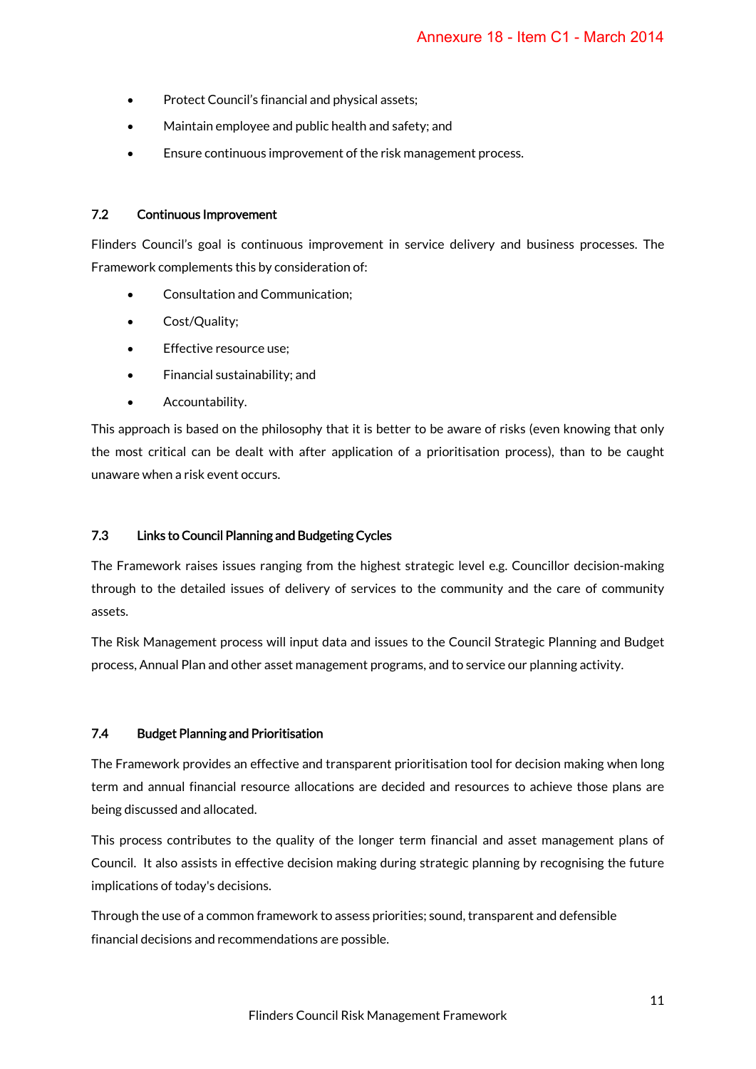- Protect Council's financial and physical assets;
- Maintain employee and public health and safety; and
- Ensure continuous improvement of the risk management process.

### 7.2 Continuous Improvement

Flinders Council's goal is continuous improvement in service delivery and business processes. The Framework complements this by consideration of:

- Consultation and Communication;
- Cost/Quality;
- Effective resource use;
- Financial sustainability; and
- Accountability.

This approach is based on the philosophy that it is better to be aware of risks (even knowing that only the most critical can be dealt with after application of a prioritisation process), than to be caught unaware when a risk event occurs.

### 7.3 Links to Council Planning and Budgeting Cycles

The Framework raises issues ranging from the highest strategic level e.g. Councillor decision-making through to the detailed issues of delivery of services to the community and the care of community assets.

The Risk Management process will input data and issues to the Council Strategic Planning and Budget process, Annual Plan and other asset management programs, and to service our planning activity.

### 7.4 Budget Planning and Prioritisation

The Framework provides an effective and transparent prioritisation tool for decision making when long term and annual financial resource allocations are decided and resources to achieve those plans are being discussed and allocated.

This process contributes to the quality of the longer term financial and asset management plans of Council. It also assists in effective decision making during strategic planning by recognising the future implications of today's decisions.

Through the use of a common framework to assess priorities; sound, transparent and defensible financial decisions and recommendations are possible.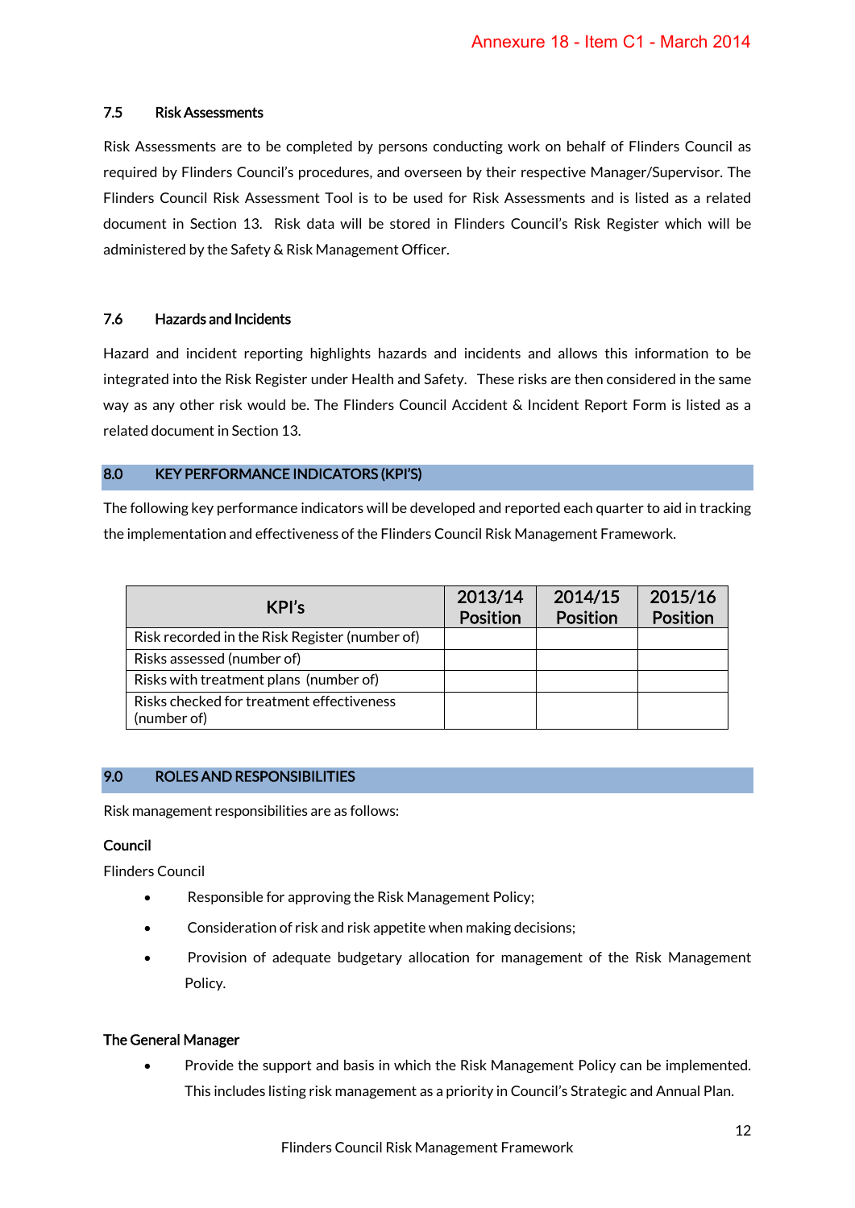### 7.5 Risk Assessments

Risk Assessments are to be completed by persons conducting work on behalf of Flinders Council as required by Flinders Council's procedures, and overseen by their respective Manager/Supervisor. The Flinders Council Risk Assessment Tool is to be used for Risk Assessments and is listed as a related document in Section 13. Risk data will be stored in Flinders Council's Risk Register which will be administered by the Safety & Risk Management Officer.

### 7.6 Hazards and Incidents

Hazard and incident reporting highlights hazards and incidents and allows this information to be integrated into the Risk Register under Health and Safety. These risks are then considered in the same way as any other risk would be. The Flinders Council Accident & Incident Report Form is listed as a related document in Section 13.

## 8.0 KEY PERFORMANCE INDICATORS (KPI'S)

The following key performance indicators will be developed and reported each quarter to aid in tracking the implementation and effectiveness of the Flinders Council Risk Management Framework.

| KPI's | 2013/14 Position | 2014/15 Position | 2015/16 Position |
|---|---|---|---|
| Risk recorded in the Risk Register (number of) | | | |
| Risks assessed (number of) | | | |
| Risks with treatment plans (number of) | | | |
| Risks checked for treatment effectiveness (number of) | | | |

## 9.0 ROLES AND RESPONSIBILITIES

Risk management responsibilities are as follows:

**Council**

Flinders Council

- Responsible for approving the Risk Management Policy;
- Consideration of risk and risk appetite when making decisions;
- Provision of adequate budgetary allocation for management of the Risk Management Policy.

**The General Manager**

- Provide the support and basis in which the Risk Management Policy can be implemented. This includes listing risk management as a priority in Council's Strategic and Annual Plan.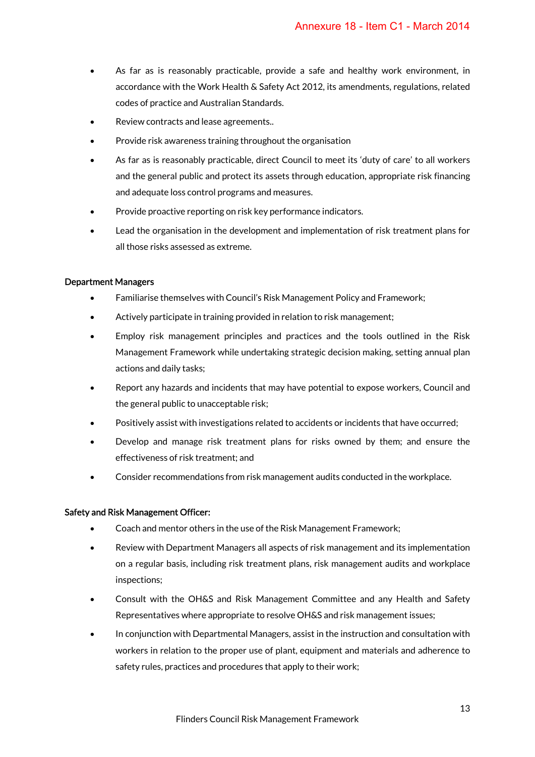- As far as is reasonably practicable, provide a safe and healthy work environment, in accordance with the Work Health & Safety Act 2012, its amendments, regulations, related codes of practice and Australian Standards.
- Review contracts and lease agreements..
- Provide risk awareness training throughout the organisation
- As far as is reasonably practicable, direct Council to meet its 'duty of care' to all workers and the general public and protect its assets through education, appropriate risk financing and adequate loss control programs and measures.
- Provide proactive reporting on risk key performance indicators.
- Lead the organisation in the development and implementation of risk treatment plans for all those risks assessed as extreme.

**Department Managers**

- Familiarise themselves with Council's Risk Management Policy and Framework;
- Actively participate in training provided in relation to risk management;
- Employ risk management principles and practices and the tools outlined in the Risk Management Framework while undertaking strategic decision making, setting annual plan actions and daily tasks;
- Report any hazards and incidents that may have potential to expose workers, Council and the general public to unacceptable risk;
- Positively assist with investigations related to accidents or incidents that have occurred;
- Develop and manage risk treatment plans for risks owned by them; and ensure the effectiveness of risk treatment; and
- Consider recommendations from risk management audits conducted in the workplace.

**Safety and Risk Management Officer:**

- Coach and mentor others in the use of the Risk Management Framework;
- Review with Department Managers all aspects of risk management and its implementation on a regular basis, including risk treatment plans, risk management audits and workplace inspections;
- Consult with the OH&S and Risk Management Committee and any Health and Safety Representatives where appropriate to resolve OH&S and risk management issues;
- In conjunction with Departmental Managers, assist in the instruction and consultation with workers in relation to the proper use of plant, equipment and materials and adherence to safety rules, practices and procedures that apply to their work;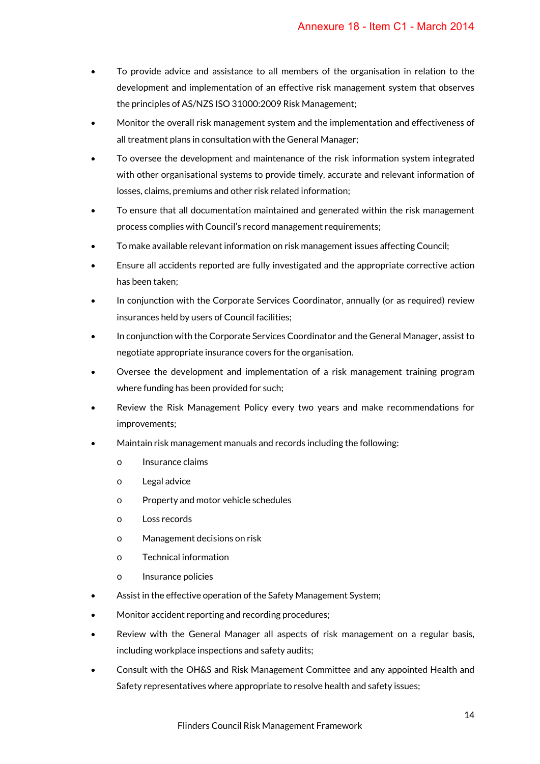- To provide advice and assistance to all members of the organisation in relation to the development and implementation of an effective risk management system that observes the principles of AS/NZS ISO 31000:2009 Risk Management;
- Monitor the overall risk management system and the implementation and effectiveness of all treatment plans in consultation with the General Manager;
- To oversee the development and maintenance of the risk information system integrated with other organisational systems to provide timely, accurate and relevant information of losses, claims, premiums and other risk related information;
- To ensure that all documentation maintained and generated within the risk management process complies with Council's record management requirements;
- To make available relevant information on risk management issues affecting Council;
- Ensure all accidents reported are fully investigated and the appropriate corrective action has been taken;
- In conjunction with the Corporate Services Coordinator, annually (or as required) review insurances held by users of Council facilities;
- In conjunction with the Corporate Services Coordinator and the General Manager, assist to negotiate appropriate insurance covers for the organisation.
- Oversee the development and implementation of a risk management training program where funding has been provided for such;
- Review the Risk Management Policy every two years and make recommendations for improvements;
- Maintain risk management manuals and records including the following:
  - Insurance claims
  - Legal advice
  - Property and motor vehicle schedules
  - Loss records
  - Management decisions on risk
  - Technical information
  - Insurance policies
- Assist in the effective operation of the Safety Management System;
- Monitor accident reporting and recording procedures;
- Review with the General Manager all aspects of risk management on a regular basis, including workplace inspections and safety audits;
- Consult with the OH&S and Risk Management Committee and any appointed Health and Safety representatives where appropriate to resolve health and safety issues;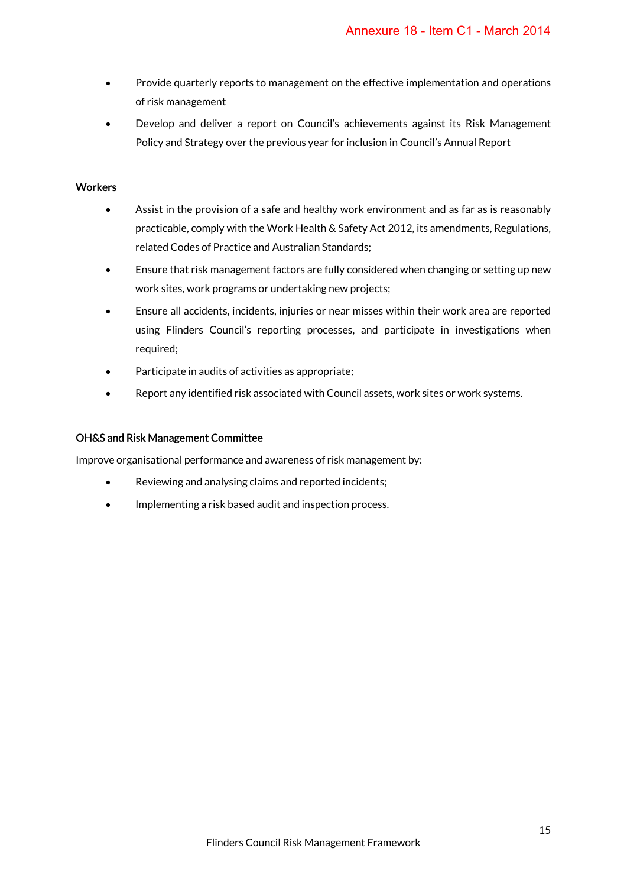- Provide quarterly reports to management on the effective implementation and operations of risk management
- Develop and deliver a report on Council's achievements against its Risk Management Policy and Strategy over the previous year for inclusion in Council's Annual Report

**Workers**

- Assist in the provision of a safe and healthy work environment and as far as is reasonably practicable, comply with the Work Health & Safety Act 2012, its amendments, Regulations, related Codes of Practice and Australian Standards;
- Ensure that risk management factors are fully considered when changing or setting up new work sites, work programs or undertaking new projects;
- Ensure all accidents, incidents, injuries or near misses within their work area are reported using Flinders Council's reporting processes, and participate in investigations when required;
- Participate in audits of activities as appropriate;
- Report any identified risk associated with Council assets, work sites or work systems.

**OH&S and Risk Management Committee**

Improve organisational performance and awareness of risk management by:

- Reviewing and analysing claims and reported incidents;
- Implementing a risk based audit and inspection process.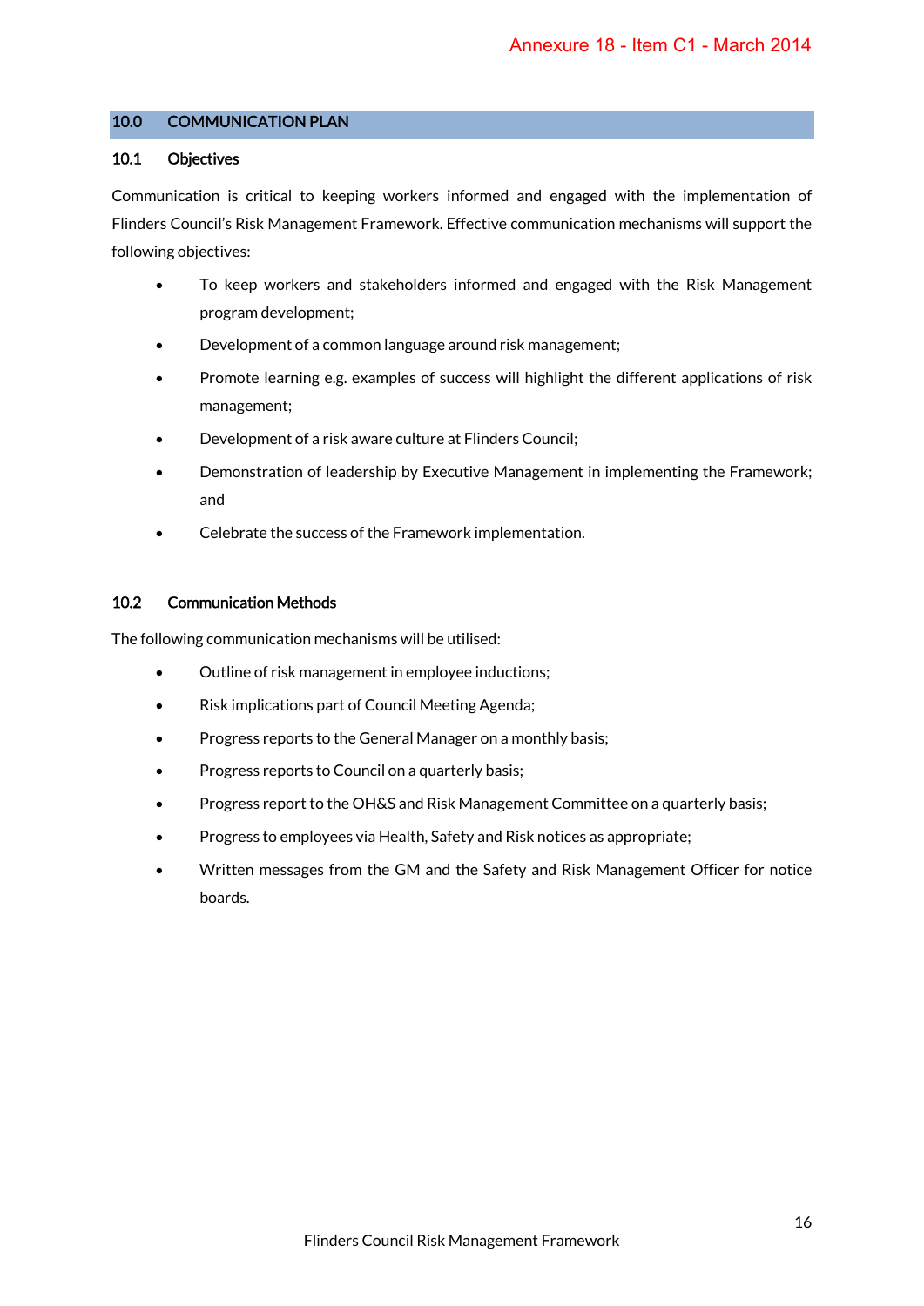## 10.0 COMMUNICATION PLAN

### 10.1 Objectives

Communication is critical to keeping workers informed and engaged with the implementation of Flinders Council's Risk Management Framework. Effective communication mechanisms will support the following objectives:

- To keep workers and stakeholders informed and engaged with the Risk Management program development;
- Development of a common language around risk management;
- Promote learning e.g. examples of success will highlight the different applications of risk management;
- Development of a risk aware culture at Flinders Council;
- Demonstration of leadership by Executive Management in implementing the Framework; and
- Celebrate the success of the Framework implementation.

### 10.2 Communication Methods

The following communication mechanisms will be utilised:

- Outline of risk management in employee inductions;
- Risk implications part of Council Meeting Agenda;
- Progress reports to the General Manager on a monthly basis;
- Progress reports to Council on a quarterly basis;
- Progress report to the OH&S and Risk Management Committee on a quarterly basis;
- Progress to employees via Health, Safety and Risk notices as appropriate;
- Written messages from the GM and the Safety and Risk Management Officer for notice boards.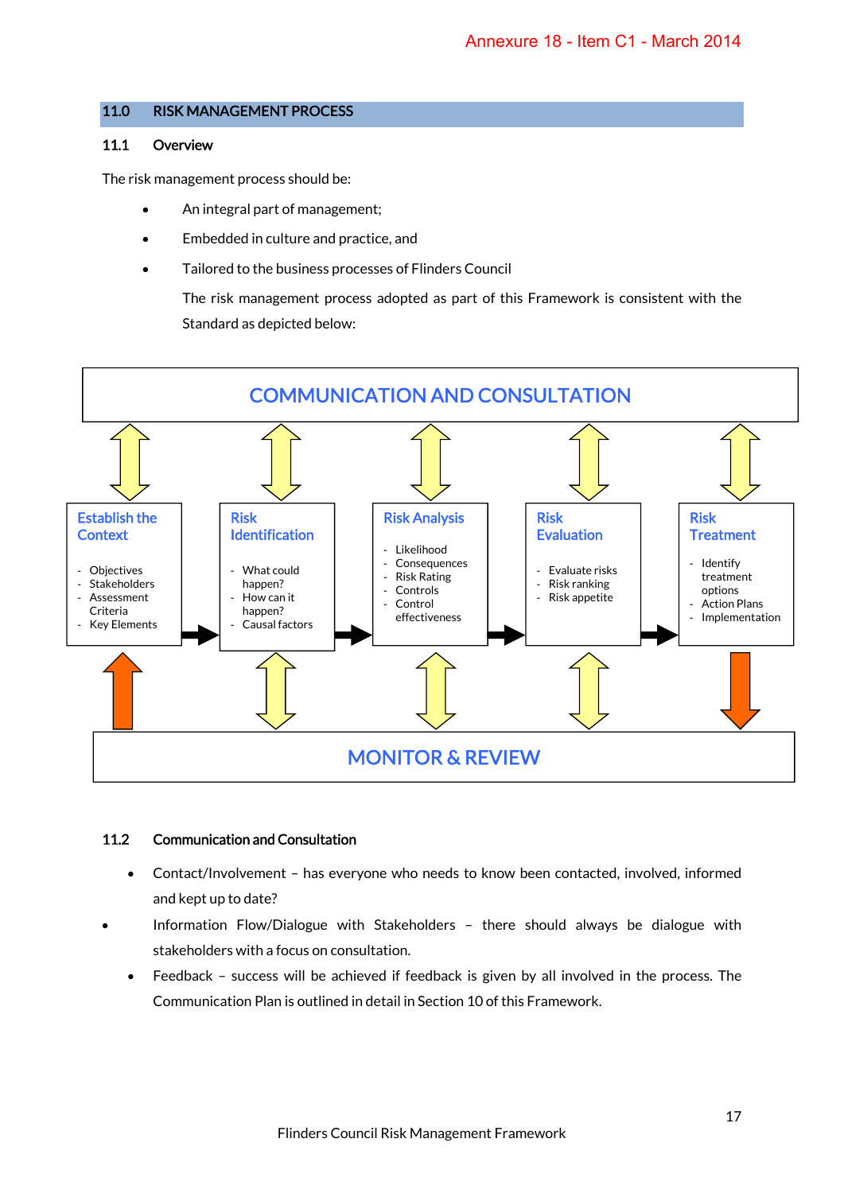## 11.0 RISK MANAGEMENT PROCESS

### 11.1 Overview

The risk management process should be:

- An integral part of management;
- Embedded in culture and practice, and
- Tailored to the business processes of Flinders Council

  The risk management process adopted as part of this Framework is consistent with the Standard as depicted below:

COMMUNICATION AND CONSULTATION

**Establish the Context**
- Objectives
- Stakeholders
- Assessment Criteria
- Key Elements

**Risk Identification**
- What could happen?
- How can it happen?
- Causal factors

**Risk Analysis**
- Likelihood
- Consequences
- Risk Rating
- Controls
- Control effectiveness

**Risk Evaluation**
- Evaluate risks
- Risk ranking
- Risk appetite

**Risk Treatment**
- Identify treatment options
- Action Plans
- Implementation

MONITOR & REVIEW

### 11.2 Communication and Consultation

- Contact/Involvement – has everyone who needs to know been contacted, involved, informed and kept up to date?
- Information Flow/Dialogue with Stakeholders – there should always be dialogue with stakeholders with a focus on consultation.
- Feedback – success will be achieved if feedback is given by all involved in the process. The Communication Plan is outlined in detail in Section 10 of this Framework.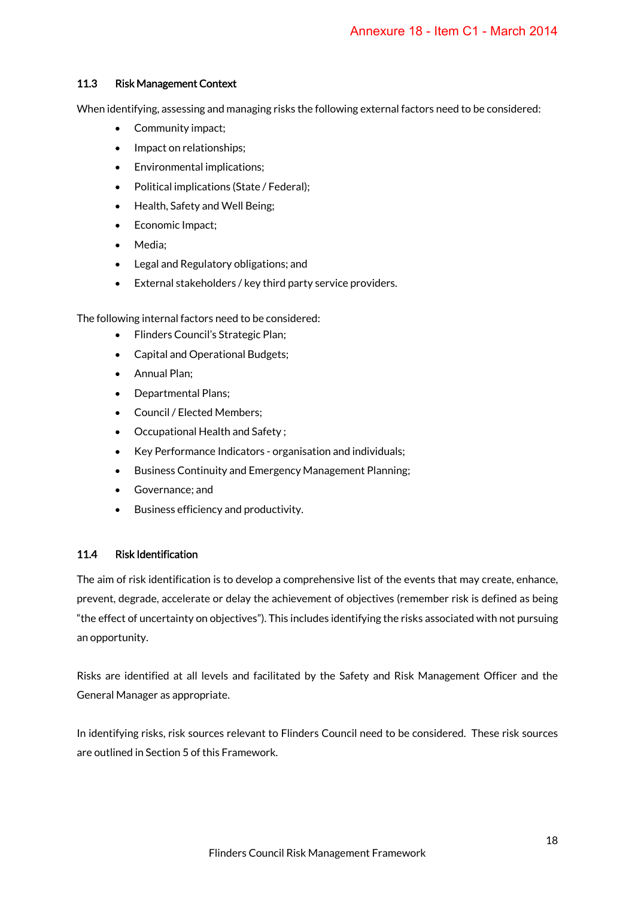### 11.3 Risk Management Context

When identifying, assessing and managing risks the following external factors need to be considered:

- Community impact;
- Impact on relationships;
- Environmental implications;
- Political implications (State / Federal);
- Health, Safety and Well Being;
- Economic Impact;
- Media;
- Legal and Regulatory obligations; and
- External stakeholders / key third party service providers.

The following internal factors need to be considered:

- Flinders Council's Strategic Plan;
- Capital and Operational Budgets;
- Annual Plan;
- Departmental Plans;
- Council / Elected Members;
- Occupational Health and Safety ;
- Key Performance Indicators - organisation and individuals;
- Business Continuity and Emergency Management Planning;
- Governance; and
- Business efficiency and productivity.

### 11.4 Risk Identification

The aim of risk identification is to develop a comprehensive list of the events that may create, enhance, prevent, degrade, accelerate or delay the achievement of objectives (remember risk is defined as being "the effect of uncertainty on objectives"). This includes identifying the risks associated with not pursuing an opportunity.

Risks are identified at all levels and facilitated by the Safety and Risk Management Officer and the General Manager as appropriate.

In identifying risks, risk sources relevant to Flinders Council need to be considered. These risk sources are outlined in Section 5 of this Framework.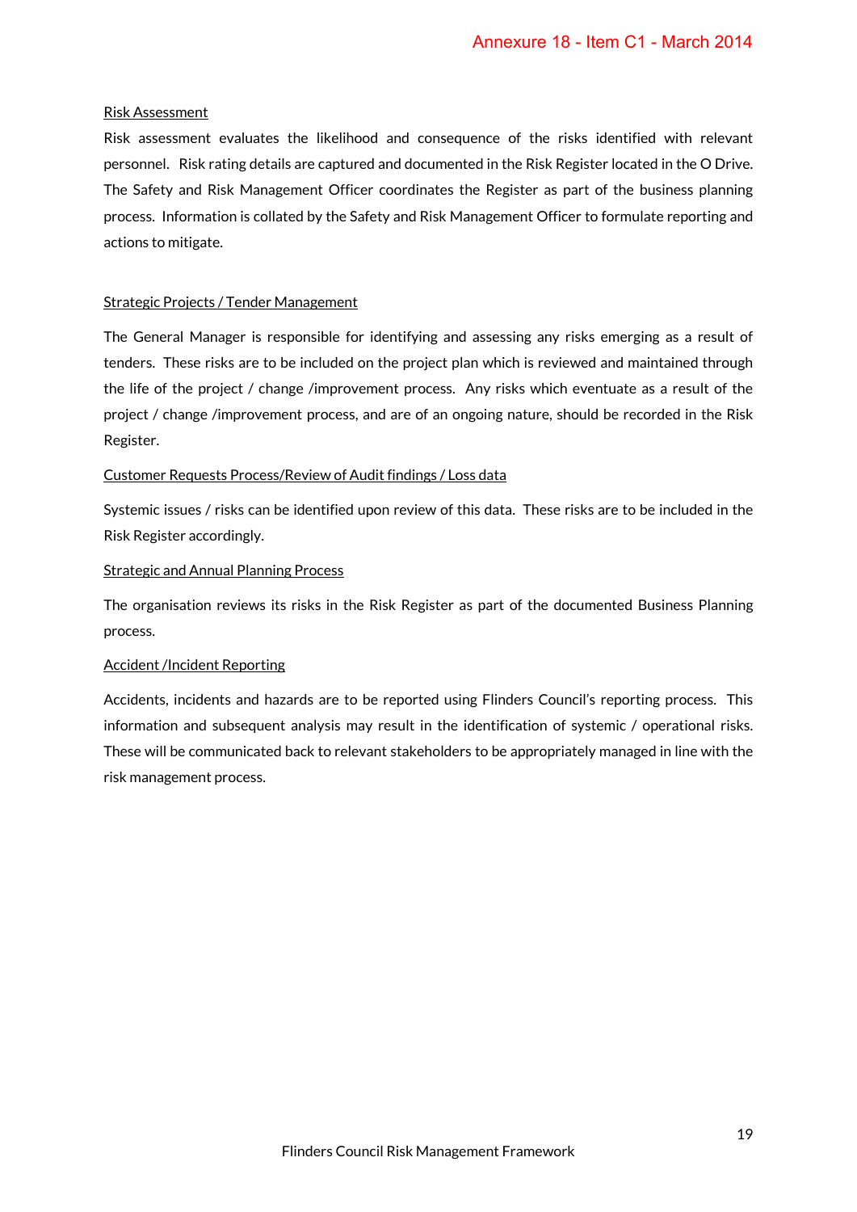Risk Assessment

Risk assessment evaluates the likelihood and consequence of the risks identified with relevant personnel. Risk rating details are captured and documented in the Risk Register located in the O Drive. The Safety and Risk Management Officer coordinates the Register as part of the business planning process. Information is collated by the Safety and Risk Management Officer to formulate reporting and actions to mitigate.

Strategic Projects / Tender Management

The General Manager is responsible for identifying and assessing any risks emerging as a result of tenders. These risks are to be included on the project plan which is reviewed and maintained through the life of the project / change /improvement process. Any risks which eventuate as a result of the project / change /improvement process, and are of an ongoing nature, should be recorded in the Risk Register.

Customer Requests Process/Review of Audit findings / Loss data

Systemic issues / risks can be identified upon review of this data. These risks are to be included in the Risk Register accordingly.

Strategic and Annual Planning Process

The organisation reviews its risks in the Risk Register as part of the documented Business Planning process.

Accident /Incident Reporting

Accidents, incidents and hazards are to be reported using Flinders Council's reporting process. This information and subsequent analysis may result in the identification of systemic / operational risks. These will be communicated back to relevant stakeholders to be appropriately managed in line with the risk management process.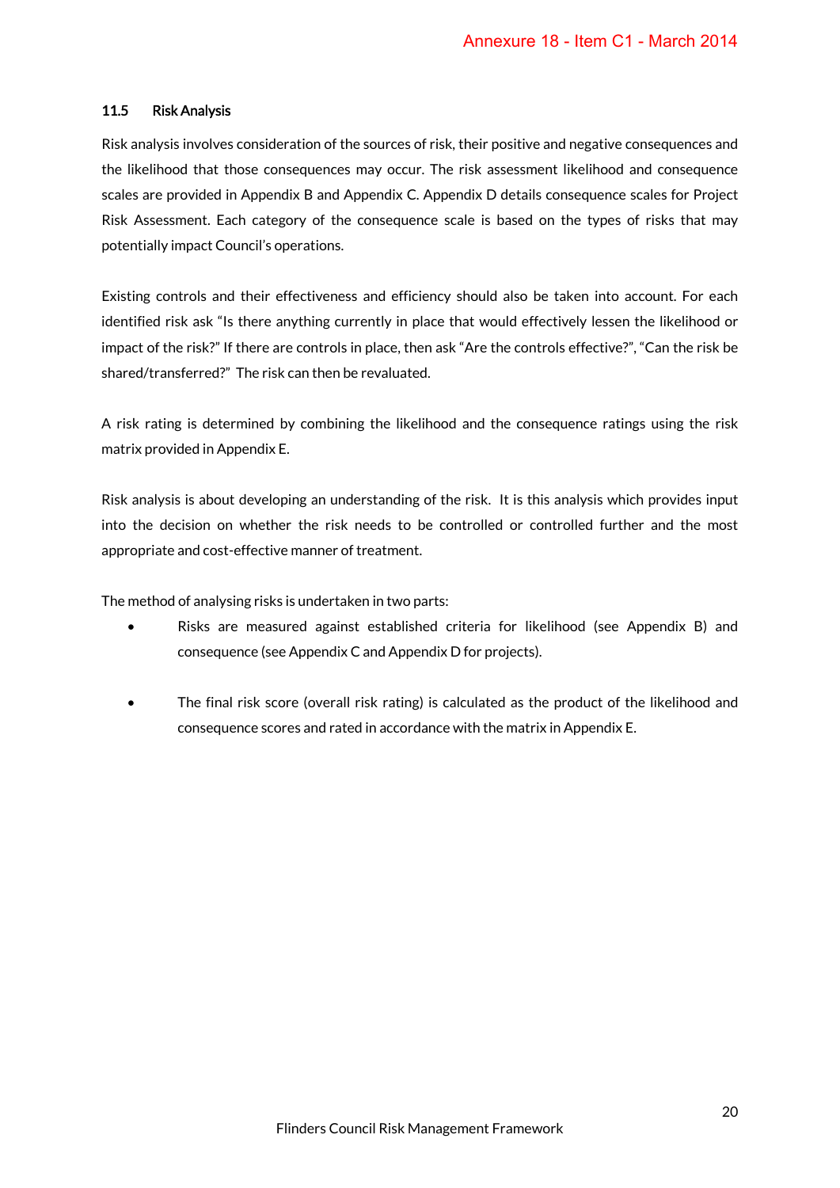### 11.5 Risk Analysis

Risk analysis involves consideration of the sources of risk, their positive and negative consequences and the likelihood that those consequences may occur. The risk assessment likelihood and consequence scales are provided in Appendix B and Appendix C. Appendix D details consequence scales for Project Risk Assessment. Each category of the consequence scale is based on the types of risks that may potentially impact Council's operations.

Existing controls and their effectiveness and efficiency should also be taken into account. For each identified risk ask "Is there anything currently in place that would effectively lessen the likelihood or impact of the risk?" If there are controls in place, then ask "Are the controls effective?", "Can the risk be shared/transferred?" The risk can then be revaluated.

A risk rating is determined by combining the likelihood and the consequence ratings using the risk matrix provided in Appendix E.

Risk analysis is about developing an understanding of the risk. It is this analysis which provides input into the decision on whether the risk needs to be controlled or controlled further and the most appropriate and cost-effective manner of treatment.

The method of analysing risks is undertaken in two parts:

- Risks are measured against established criteria for likelihood (see Appendix B) and consequence (see Appendix C and Appendix D for projects).

- The final risk score (overall risk rating) is calculated as the product of the likelihood and consequence scores and rated in accordance with the matrix in Appendix E.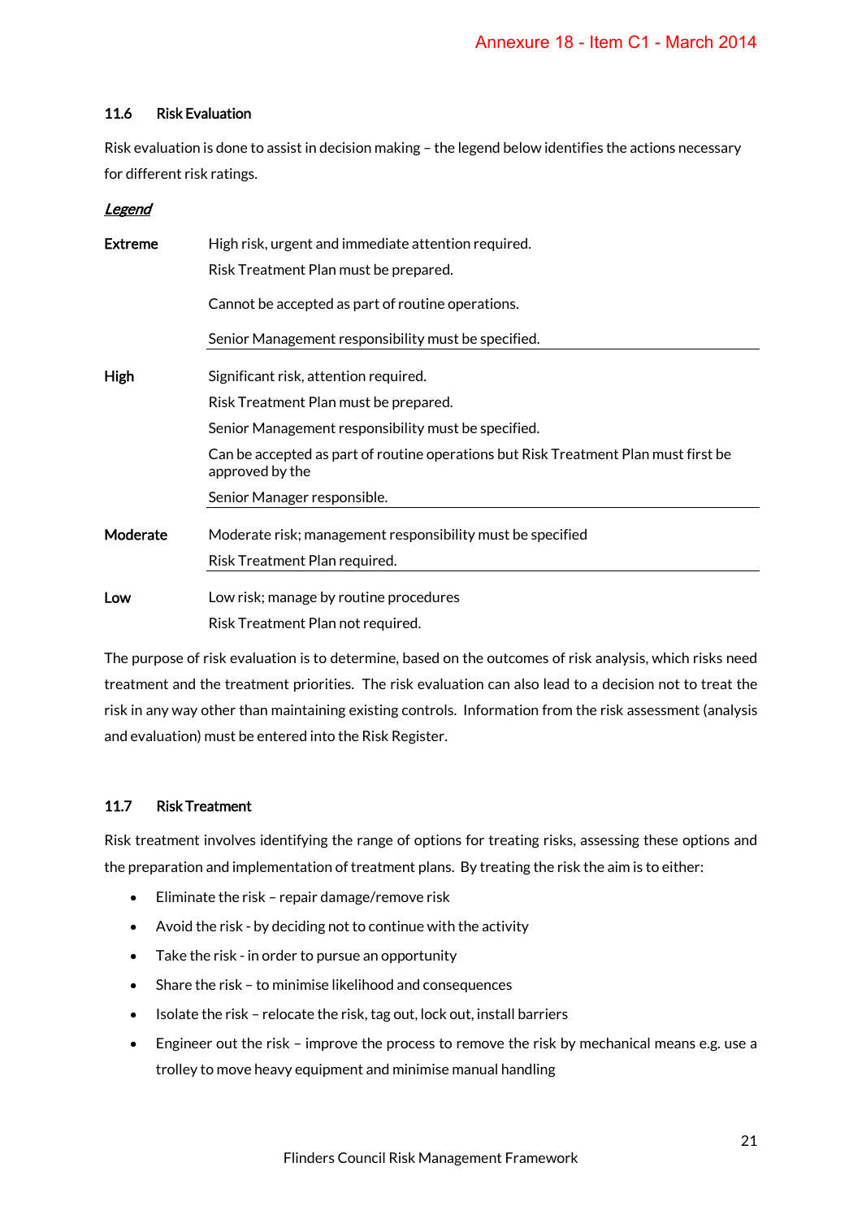### 11.6 Risk Evaluation

Risk evaluation is done to assist in decision making – the legend below identifies the actions necessary for different risk ratings.

***Legend***

| | |
|---|---|
| **Extreme** | High risk, urgent and immediate attention required.<br>Risk Treatment Plan must be prepared.<br>Cannot be accepted as part of routine operations.<br>Senior Management responsibility must be specified. |
| **High** | Significant risk, attention required.<br>Risk Treatment Plan must be prepared.<br>Senior Management responsibility must be specified.<br>Can be accepted as part of routine operations but Risk Treatment Plan must first be approved by the<br>Senior Manager responsible. |
| **Moderate** | Moderate risk; management responsibility must be specified<br>Risk Treatment Plan required. |
| **Low** | Low risk; manage by routine procedures<br>Risk Treatment Plan not required. |

The purpose of risk evaluation is to determine, based on the outcomes of risk analysis, which risks need treatment and the treatment priorities. The risk evaluation can also lead to a decision not to treat the risk in any way other than maintaining existing controls. Information from the risk assessment (analysis and evaluation) must be entered into the Risk Register.

### 11.7 Risk Treatment

Risk treatment involves identifying the range of options for treating risks, assessing these options and the preparation and implementation of treatment plans. By treating the risk the aim is to either:

- Eliminate the risk – repair damage/remove risk
- Avoid the risk - by deciding not to continue with the activity
- Take the risk - in order to pursue an opportunity
- Share the risk – to minimise likelihood and consequences
- Isolate the risk – relocate the risk, tag out, lock out, install barriers
- Engineer out the risk – improve the process to remove the risk by mechanical means e.g. use a trolley to move heavy equipment and minimise manual handling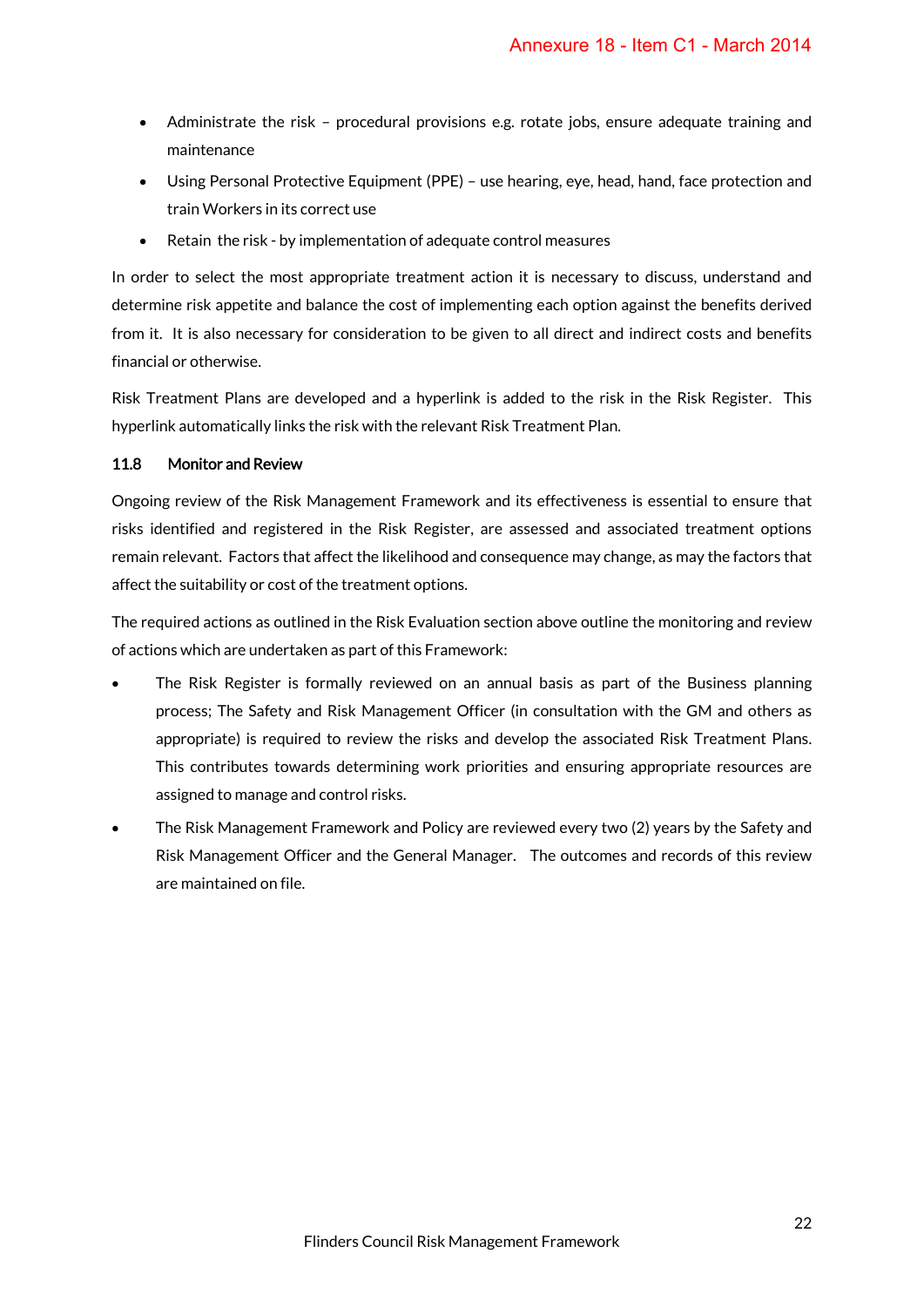- Administrate the risk – procedural provisions e.g. rotate jobs, ensure adequate training and maintenance
- Using Personal Protective Equipment (PPE) – use hearing, eye, head, hand, face protection and train Workers in its correct use
- Retain the risk - by implementation of adequate control measures

In order to select the most appropriate treatment action it is necessary to discuss, understand and determine risk appetite and balance the cost of implementing each option against the benefits derived from it. It is also necessary for consideration to be given to all direct and indirect costs and benefits financial or otherwise.

Risk Treatment Plans are developed and a hyperlink is added to the risk in the Risk Register. This hyperlink automatically links the risk with the relevant Risk Treatment Plan.

### 11.8 Monitor and Review

Ongoing review of the Risk Management Framework and its effectiveness is essential to ensure that risks identified and registered in the Risk Register, are assessed and associated treatment options remain relevant. Factors that affect the likelihood and consequence may change, as may the factors that affect the suitability or cost of the treatment options.

The required actions as outlined in the Risk Evaluation section above outline the monitoring and review of actions which are undertaken as part of this Framework:

- The Risk Register is formally reviewed on an annual basis as part of the Business planning process; The Safety and Risk Management Officer (in consultation with the GM and others as appropriate) is required to review the risks and develop the associated Risk Treatment Plans. This contributes towards determining work priorities and ensuring appropriate resources are assigned to manage and control risks.
- The Risk Management Framework and Policy are reviewed every two (2) years by the Safety and Risk Management Officer and the General Manager. The outcomes and records of this review are maintained on file.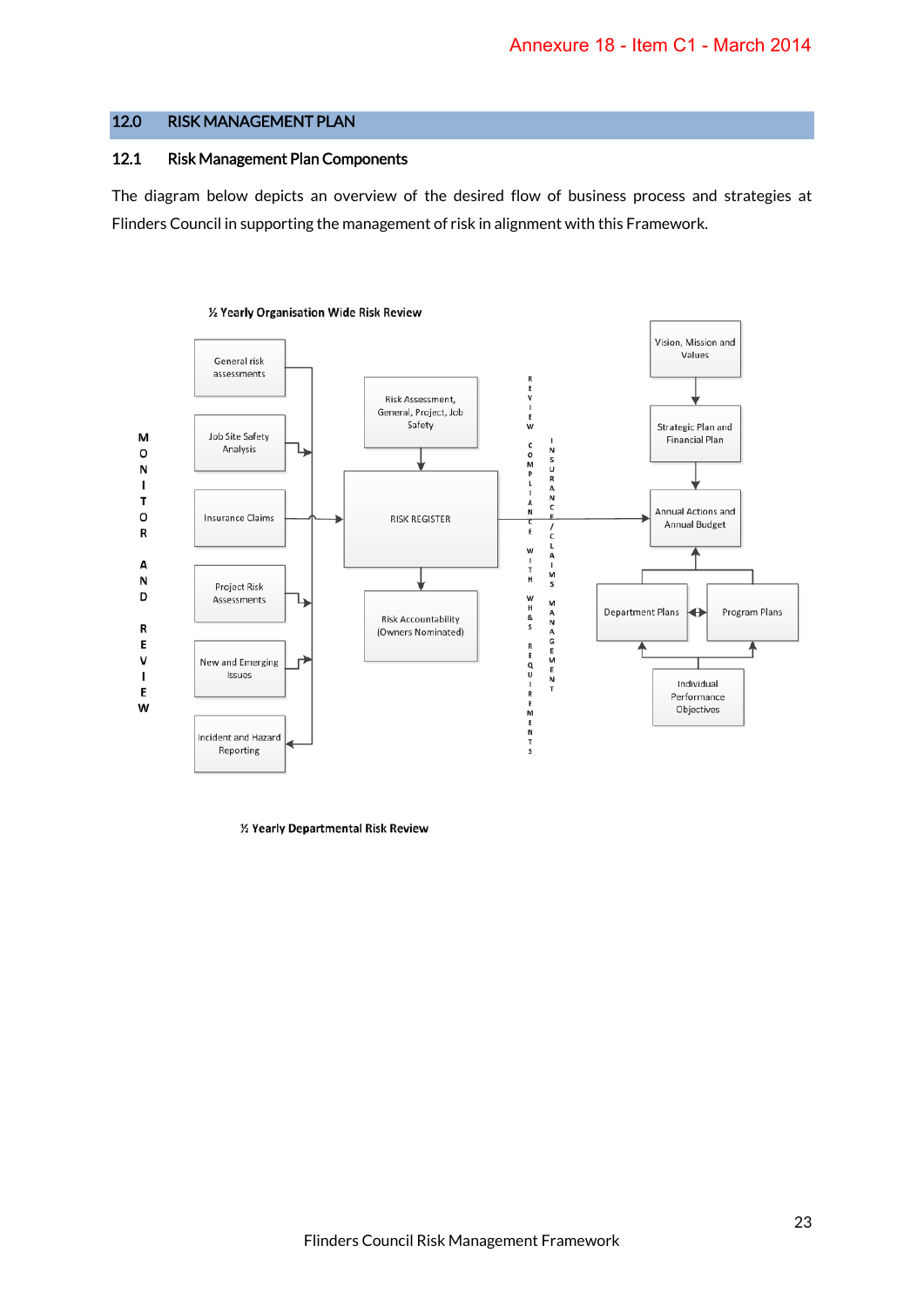## 12.0 RISK MANAGEMENT PLAN

### 12.1 Risk Management Plan Components

The diagram below depicts an overview of the desired flow of business process and strategies at Flinders Council in supporting the management of risk in alignment with this Framework.

½ Yearly Organisation Wide Risk Review

MONITOR AND REVIEW

General risk assessments

Job Site Safety Analysis

Insurance Claims

Project Risk Assessments

New and Emerging Issues

Incident and Hazard Reporting

Risk Assessment, General, Project, Job Safety

RISK REGISTER

Risk Accountability (Owners Nominated)

REVIEW COMPLIANCE WITH WH&S REQUIREMENTS

INSURANCE/CLAIMS MANAGEMENT

Vision, Mission and Values

Strategic Plan and Financial Plan

Annual Actions and Annual Budget

Department Plans

Program Plans

Individual Performance Objectives

½ Yearly Departmental Risk Review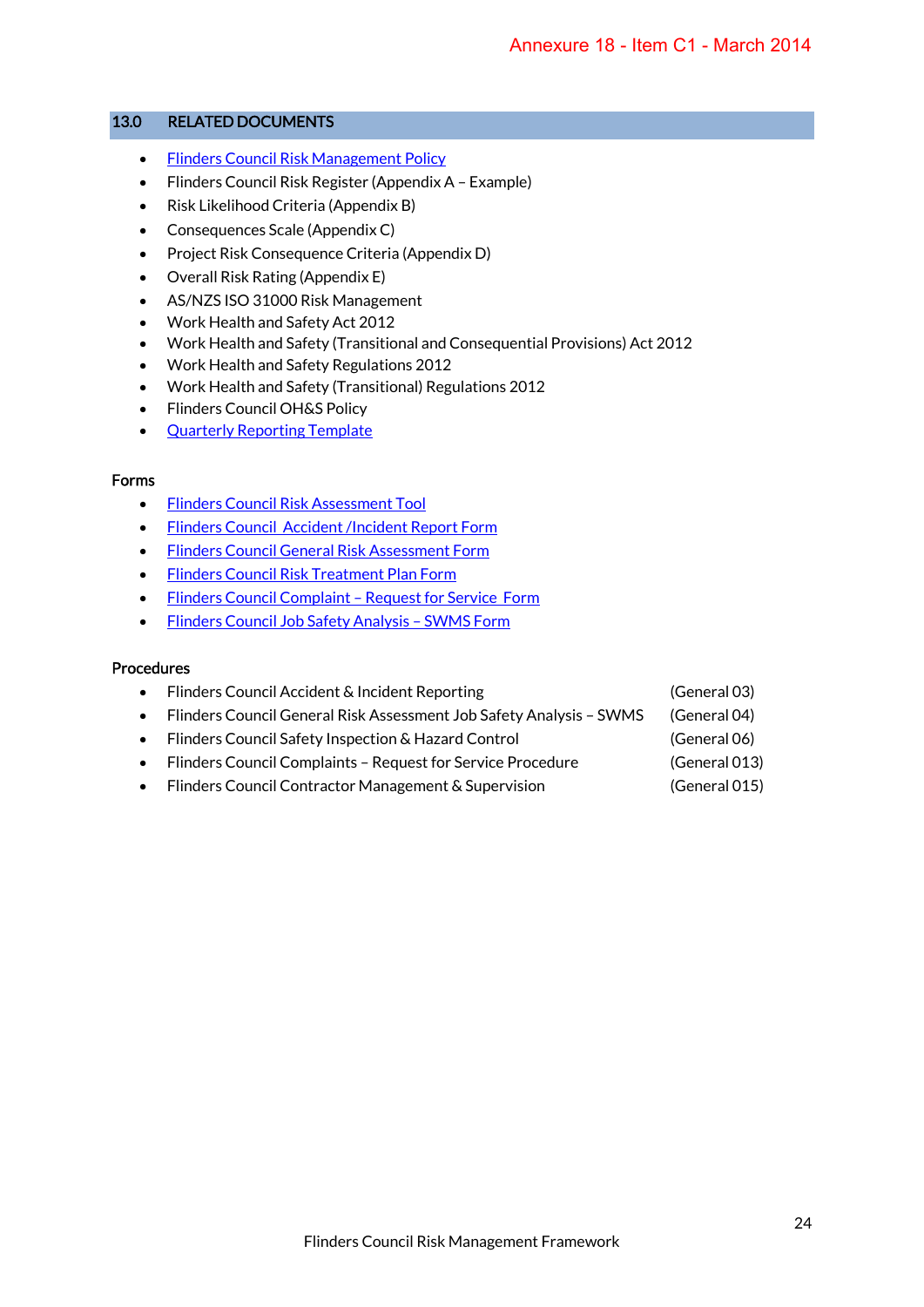## 13.0 RELATED DOCUMENTS

- Flinders Council Risk Management Policy
- Flinders Council Risk Register (Appendix A – Example)
- Risk Likelihood Criteria (Appendix B)
- Consequences Scale (Appendix C)
- Project Risk Consequence Criteria (Appendix D)
- Overall Risk Rating (Appendix E)
- AS/NZS ISO 31000 Risk Management
- Work Health and Safety Act 2012
- Work Health and Safety (Transitional and Consequential Provisions) Act 2012
- Work Health and Safety Regulations 2012
- Work Health and Safety (Transitional) Regulations 2012
- Flinders Council OH&S Policy
- Quarterly Reporting Template

### Forms

- Flinders Council Risk Assessment Tool
- Flinders Council Accident /Incident Report Form
- Flinders Council General Risk Assessment Form
- Flinders Council Risk Treatment Plan Form
- Flinders Council Complaint – Request for Service Form
- Flinders Council Job Safety Analysis – SWMS Form

### Procedures

- Flinders Council Accident & Incident Reporting (General 03)
- Flinders Council General Risk Assessment Job Safety Analysis – SWMS (General 04)
- Flinders Council Safety Inspection & Hazard Control (General 06)
- Flinders Council Complaints – Request for Service Procedure (General 013)
- Flinders Council Contractor Management & Supervision (General 015)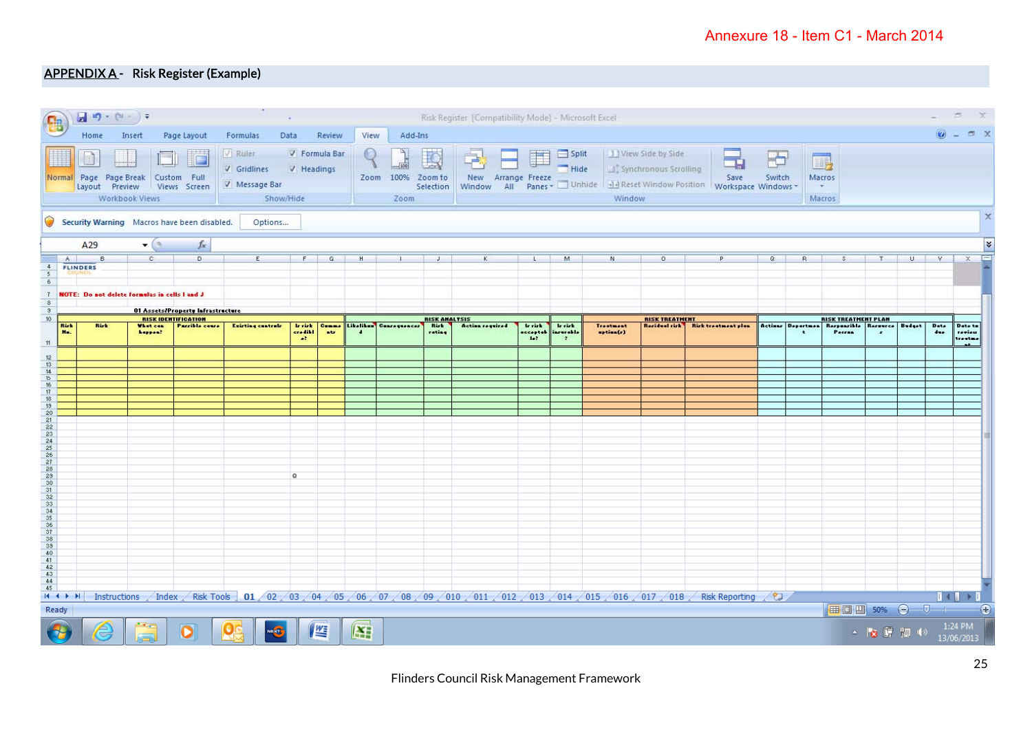## APPENDIX A - Risk Register (Example)

**NOTE: Do not delete formulas in cells I and J**

01 Assets/Property Infrastructure

| RISK IDENTIFICATION | | | | | | RISK ANALYSIS | | | | | | RISK TREATMENT | | | RISK TREATMENT PLAN | | | | | | |
|---|---|---|---|---|---|---|---|---|---|---|---|---|---|---|---|---|---|---|---|---|---|
| Risk No. | Risk | What can happen? | Possible cause | Existing controls | Is risk credible? | Comments | Likelihood | Consequences | Risk rating | Action required | Is risk acceptable? | Is risk insurable? | Treatment option(s) | Residual risk | Risk treatment plan | Actions | Department | Responsible Person | Resources | Budget | Date due | Date to review treatment |
| | | | | | | | | | | | | | | | | | | | | | |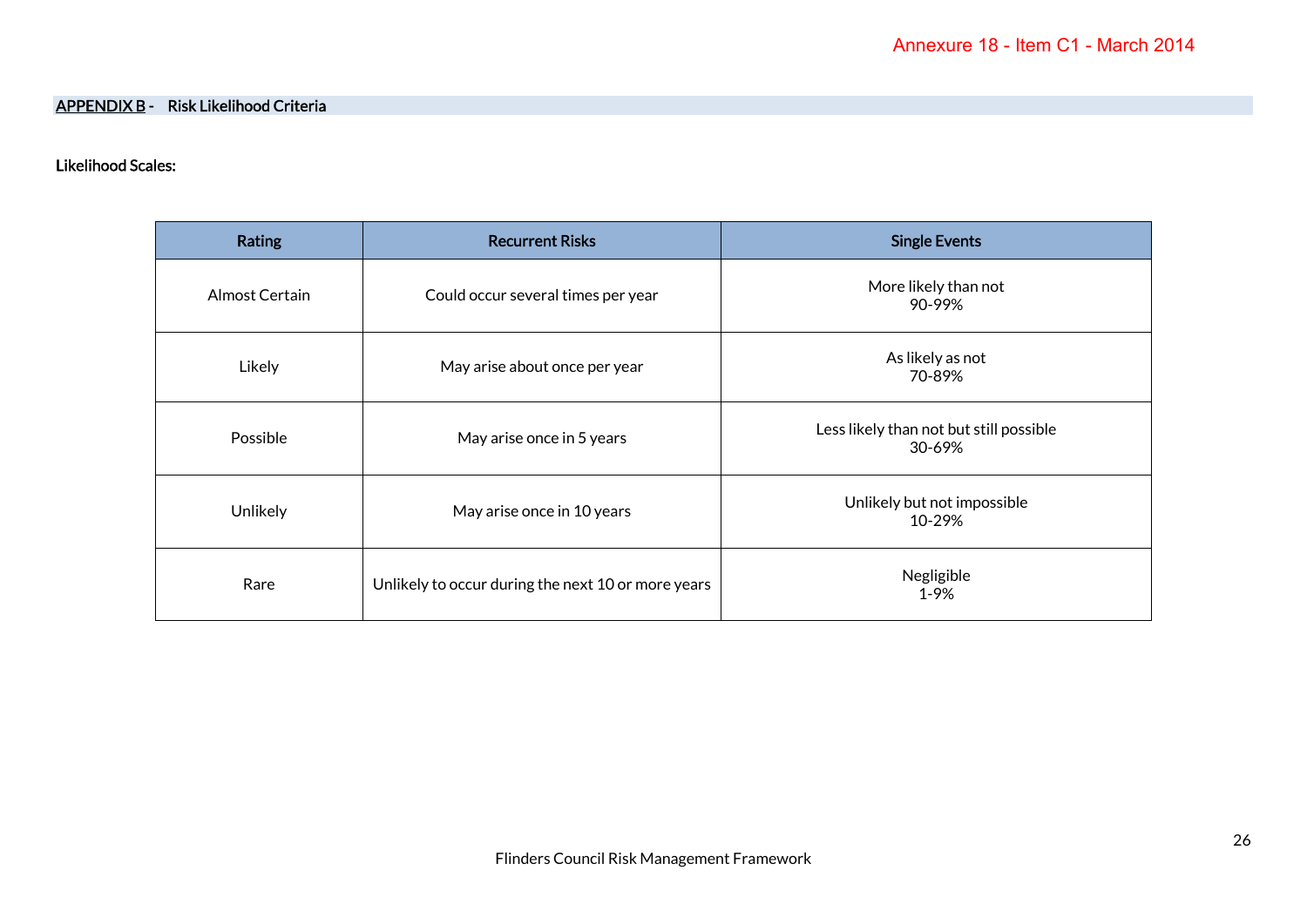## APPENDIX B - Risk Likelihood Criteria

**Likelihood Scales:**

| Rating | Recurrent Risks | Single Events |
|---|---|---|
| Almost Certain | Could occur several times per year | More likely than not<br>90-99% |
| Likely | May arise about once per year | As likely as not<br>70-89% |
| Possible | May arise once in 5 years | Less likely than not but still possible<br>30-69% |
| Unlikely | May arise once in 10 years | Unlikely but not impossible<br>10-29% |
| Rare | Unlikely to occur during the next 10 or more years | Negligible<br>1-9% |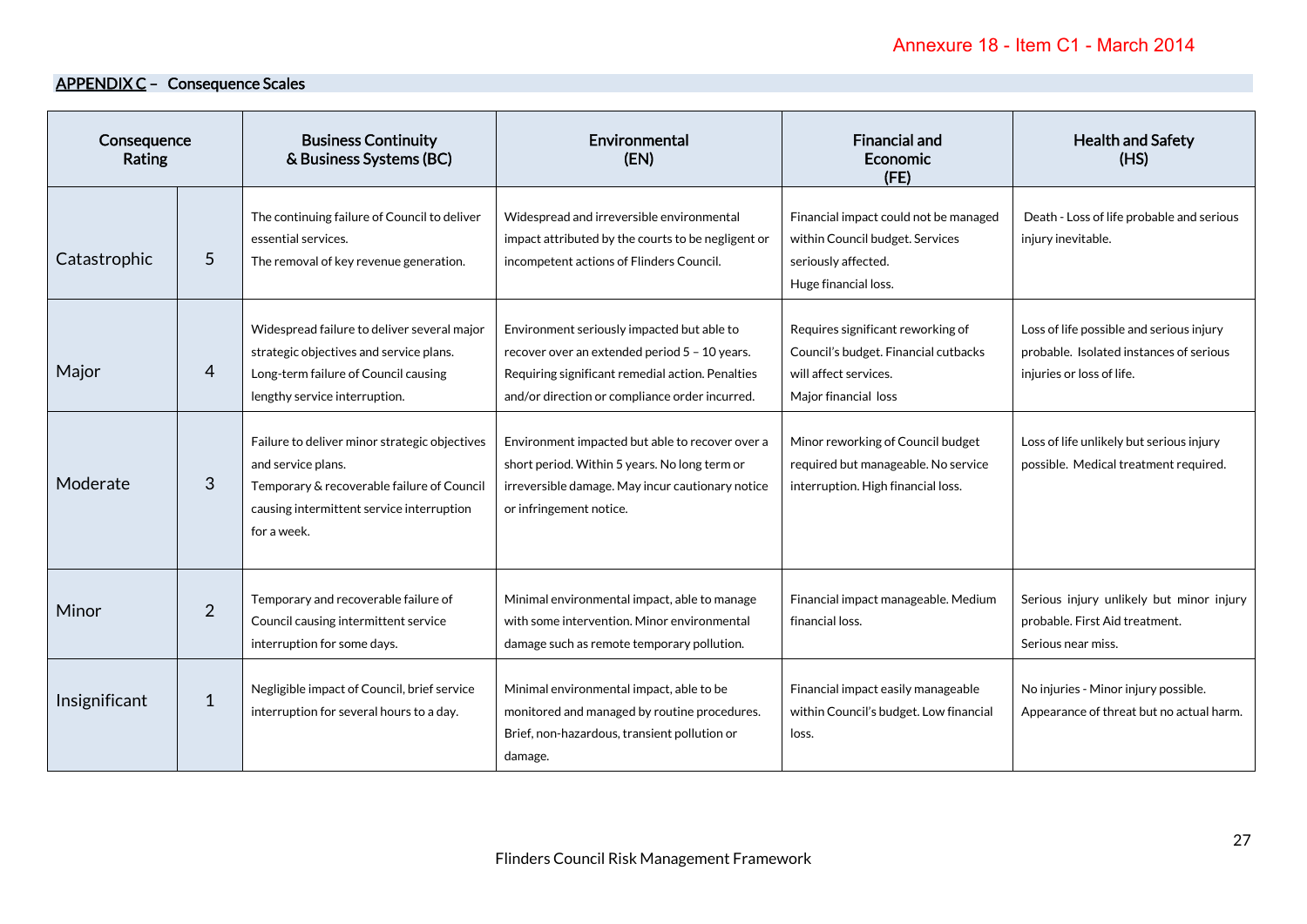Annexure 18 - Item C1 - March 2014

## APPENDIX C – Consequence Scales

| Consequence Rating | | Business Continuity & Business Systems (BC) | Environmental (EN) | Financial and Economic (FE) | Health and Safety (HS) |
|---|---|---|---|---|---|
| Catastrophic | 5 | The continuing failure of Council to deliver essential services. The removal of key revenue generation. | Widespread and irreversible environmental impact attributed by the courts to be negligent or incompetent actions of Flinders Council. | Financial impact could not be managed within Council budget. Services seriously affected. Huge financial loss. | Death - Loss of life probable and serious injury inevitable. |
| Major | 4 | Widespread failure to deliver several major strategic objectives and service plans. Long-term failure of Council causing lengthy service interruption. | Environment seriously impacted but able to recover over an extended period 5 – 10 years. Requiring significant remedial action. Penalties and/or direction or compliance order incurred. | Requires significant reworking of Council's budget. Financial cutbacks will affect services. Major financial loss | Loss of life possible and serious injury probable. Isolated instances of serious injuries or loss of life. |
| Moderate | 3 | Failure to deliver minor strategic objectives and service plans. Temporary & recoverable failure of Council causing intermittent service interruption for a week. | Environment impacted but able to recover over a short period. Within 5 years. No long term or irreversible damage. May incur cautionary notice or infringement notice. | Minor reworking of Council budget required but manageable. No service interruption. High financial loss. | Loss of life unlikely but serious injury possible. Medical treatment required. |
| Minor | 2 | Temporary and recoverable failure of Council causing intermittent service interruption for some days. | Minimal environmental impact, able to manage with some intervention. Minor environmental damage such as remote temporary pollution. | Financial impact manageable. Medium financial loss. | Serious injury unlikely but minor injury probable. First Aid treatment. Serious near miss. |
| Insignificant | 1 | Negligible impact of Council, brief service interruption for several hours to a day. | Minimal environmental impact, able to be monitored and managed by routine procedures. Brief, non-hazardous, transient pollution or damage. | Financial impact easily manageable within Council's budget. Low financial loss. | No injuries - Minor injury possible. Appearance of threat but no actual harm. |

Flinders Council Risk Management Framework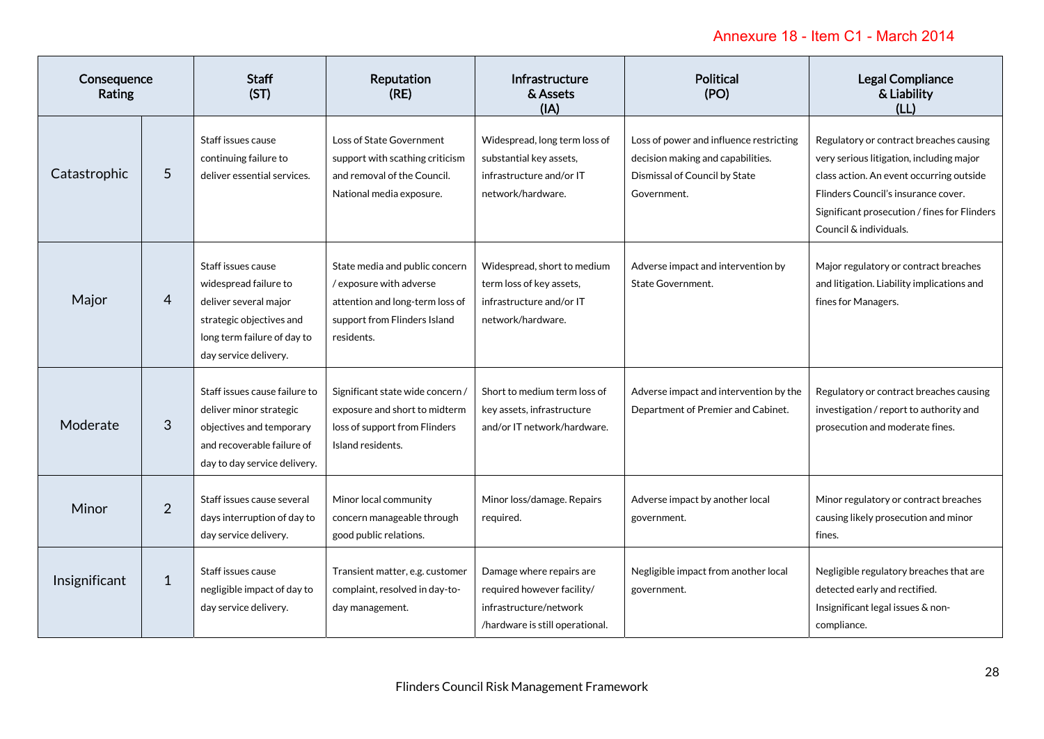Annexure 18 - Item C1 - March 2014

| Consequence Rating | | Staff (ST) | Reputation (RE) | Infrastructure & Assets (IA) | Political (PO) | Legal Compliance & Liability (LL) |
|---|---|---|---|---|---|---|
| Catastrophic | 5 | Staff issues cause continuing failure to deliver essential services. | Loss of State Government support with scathing criticism and removal of the Council. National media exposure. | Widespread, long term loss of substantial key assets, infrastructure and/or IT network/hardware. | Loss of power and influence restricting decision making and capabilities. Dismissal of Council by State Government. | Regulatory or contract breaches causing very serious litigation, including major class action. An event occurring outside Flinders Council's insurance cover. Significant prosecution / fines for Flinders Council & individuals. |
| Major | 4 | Staff issues cause widespread failure to deliver several major strategic objectives and long term failure of day to day service delivery. | State media and public concern / exposure with adverse attention and long-term loss of support from Flinders Island residents. | Widespread, short to medium term loss of key assets, infrastructure and/or IT network/hardware. | Adverse impact and intervention by State Government. | Major regulatory or contract breaches and litigation. Liability implications and fines for Managers. |
| Moderate | 3 | Staff issues cause failure to deliver minor strategic objectives and temporary and recoverable failure of day to day service delivery. | Significant state wide concern / exposure and short to midterm loss of support from Flinders Island residents. | Short to medium term loss of key assets, infrastructure and/or IT network/hardware. | Adverse impact and intervention by the Department of Premier and Cabinet. | Regulatory or contract breaches causing investigation / report to authority and prosecution and moderate fines. |
| Minor | 2 | Staff issues cause several days interruption of day to day service delivery. | Minor local community concern manageable through good public relations. | Minor loss/damage. Repairs required. | Adverse impact by another local government. | Minor regulatory or contract breaches causing likely prosecution and minor fines. |
| Insignificant | 1 | Staff issues cause negligible impact of day to day service delivery. | Transient matter, e.g. customer complaint, resolved in day-to-day management. | Damage where repairs are required however facility/ infrastructure/network /hardware is still operational. | Negligible impact from another local government. | Negligible regulatory breaches that are detected early and rectified. Insignificant legal issues & non-compliance. |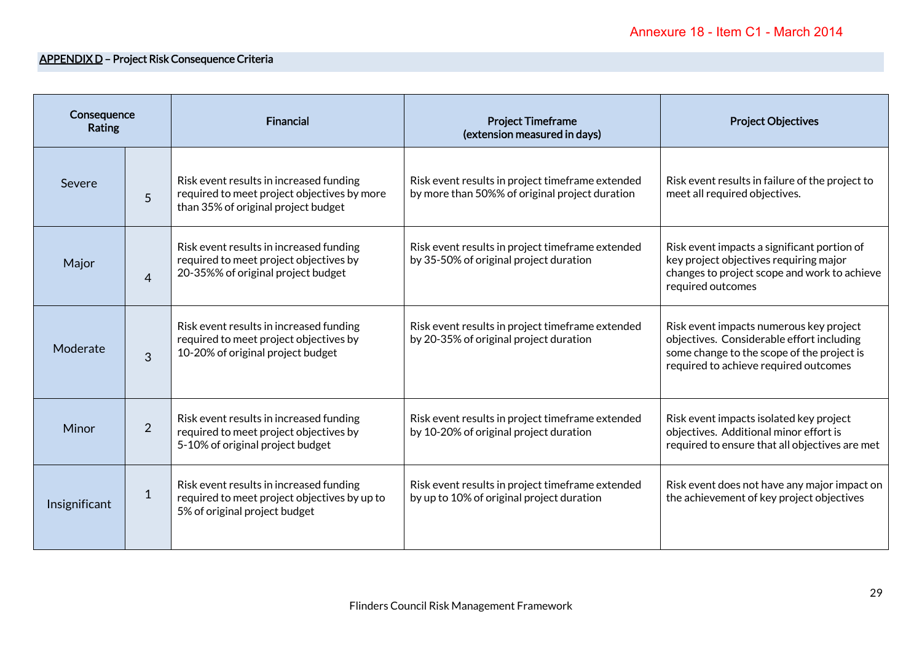Annexure 18 - Item C1 - March 2014

**APPENDIX D – Project Risk Consequence Criteria**

| Consequence Rating | | Financial | Project Timeframe (extension measured in days) | Project Objectives |
|---|---|---|---|---|
| Severe | 5 | Risk event results in increased funding required to meet project objectives by more than 35% of original project budget | Risk event results in project timeframe extended by more than 50%% of original project duration | Risk event results in failure of the project to meet all required objectives. |
| Major | 4 | Risk event results in increased funding required to meet project objectives by 20-35%% of original project budget | Risk event results in project timeframe extended by 35-50% of original project duration | Risk event impacts a significant portion of key project objectives requiring major changes to project scope and work to achieve required outcomes |
| Moderate | 3 | Risk event results in increased funding required to meet project objectives by 10-20% of original project budget | Risk event results in project timeframe extended by 20-35% of original project duration | Risk event impacts numerous key project objectives. Considerable effort including some change to the scope of the project is required to achieve required outcomes |
| Minor | 2 | Risk event results in increased funding required to meet project objectives by 5-10% of original project budget | Risk event results in project timeframe extended by 10-20% of original project duration | Risk event impacts isolated key project objectives. Additional minor effort is required to ensure that all objectives are met |
| Insignificant | 1 | Risk event results in increased funding required to meet project objectives by up to 5% of original project budget | Risk event results in project timeframe extended by up to 10% of original project duration | Risk event does not have any major impact on the achievement of key project objectives |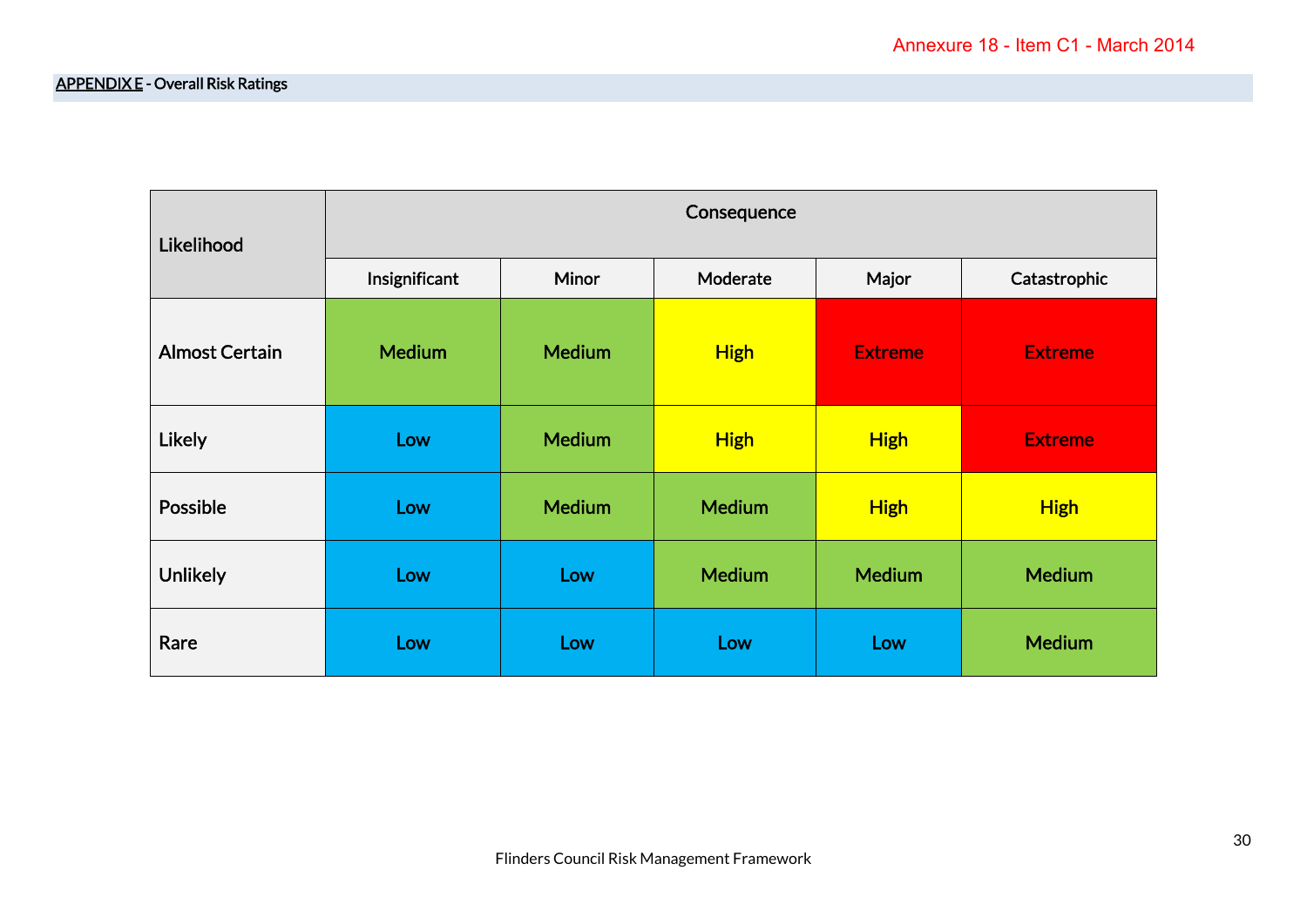Annexure 18 - Item C1 - March 2014

**APPENDIX E - Overall Risk Ratings**

| Likelihood | Consequence | | | | |
|---|---|---|---|---|---|
| | Insignificant | Minor | Moderate | Major | Catastrophic |
| Almost Certain | Medium | Medium | High | Extreme | Extreme |
| Likely | Low | Medium | High | High | Extreme |
| Possible | Low | Medium | Medium | High | High |
| Unlikely | Low | Low | Medium | Medium | Medium |
| Rare | Low | Low | Low | Low | Medium |

Flinders Council Risk Management Framework